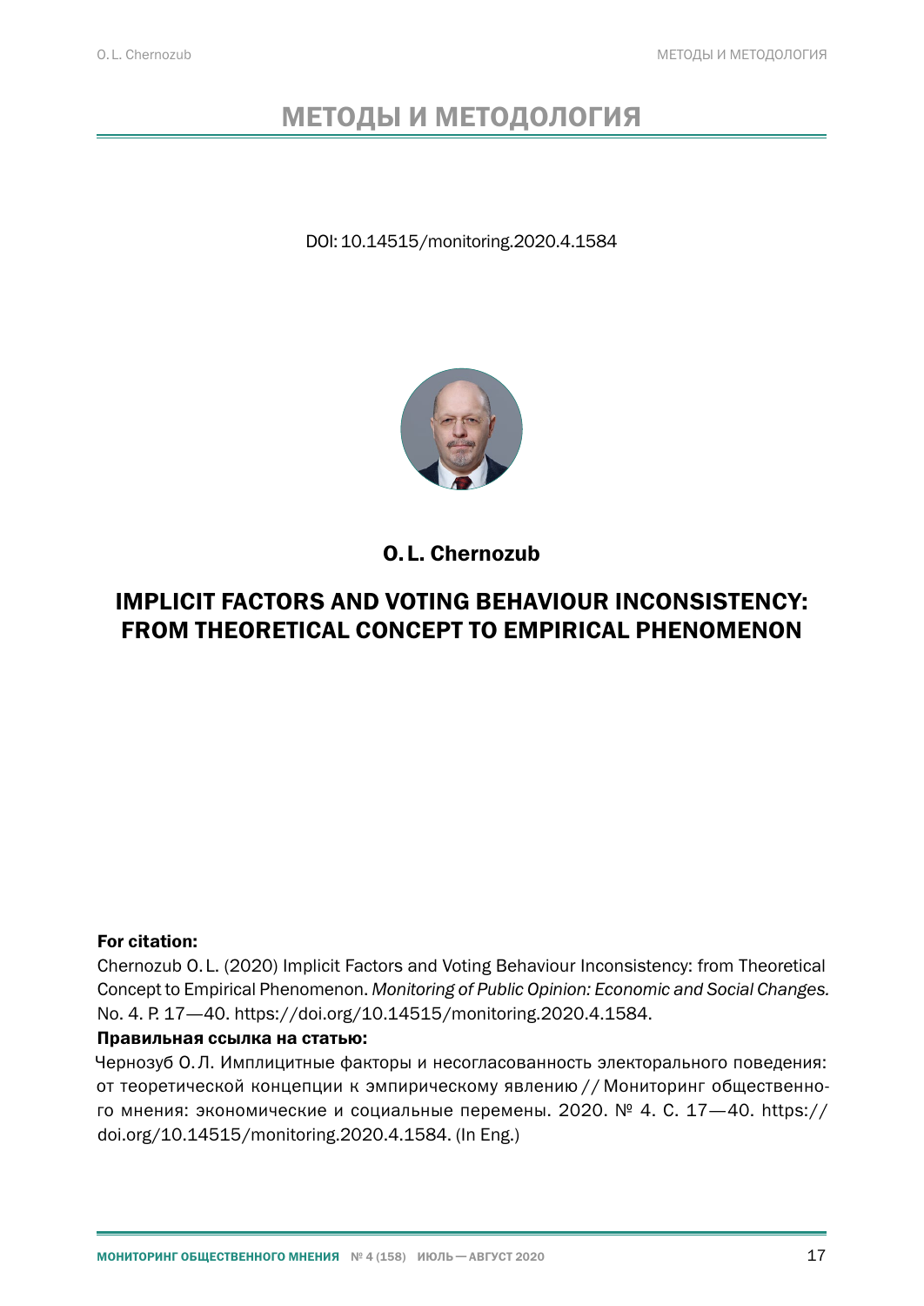# МЕТОДЫ И МЕТОДОЛОГИЯ

DOI: 10.14515/monitoring.2020.4.1584

**O. L. Chernozub**

## IMPLICIT FACTORS AND VOTING BEHAVIOUR INCONSISTENCY: FROM THEORETICAL CONCEPT TO EMPIRICAL PHENOMENON

**For citation:**

Chernozub O. L. (2020) Implicit Factors and Voting Behaviour Inconsistency: from Theoretical Concept to Empirical Phenomenon. *Monitoring of Public Opinion: Economic and Social Changes.* No. 4. P. 17—40. https://doi.org/10.14515/monitoring.2020.4.1584.

**Правильная ссылка на статью:**

Чернозуб О. Л. Имплицитные факторы и несогласованность электорального поведения: от теоретической концепции к эмпирическому явлению // Мониторинг общественного мнения: экономические и социальные перемены. 2020. № 4. С. 17—40. https://doi.org/10.14515/monitoring.2020.4.1584. (In Eng.)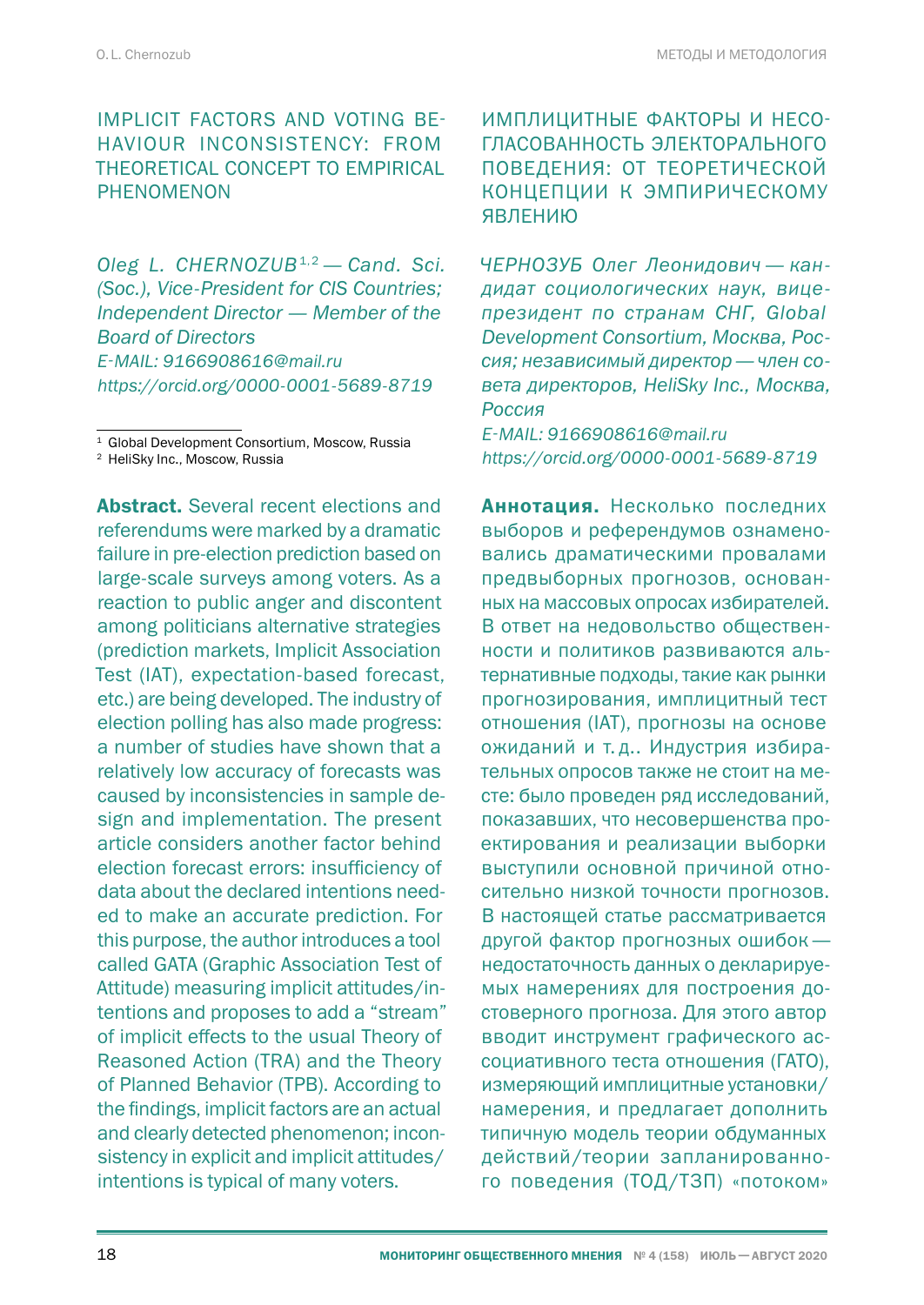# IMPLICIT FACTORS AND VOTING BEHAVIOUR INCONSISTENCY: FROM THEORETICAL CONCEPT TO EMPIRICAL PHENOMENON

*Oleg L. CHERNOZUB*[1,2] *— Cand. Sci. (Soc.), Vice-President for CIS Countries; Independent Director — Member of the Board of Directors*
*E-MAIL: 9166908616@mail.ru*
*https://orcid.org/0000-0001-5689-8719*

[1] Global Development Consortium, Moscow, Russia
[2] HeliSky Inc., Moscow, Russia

**Abstract.** Several recent elections and referendums were marked by a dramatic failure in pre-election prediction based on large-scale surveys among voters. As a reaction to public anger and discontent among politicians alternative strategies (prediction markets, Implicit Association Test (IAT), expectation-based forecast, etc.) are being developed. The industry of election polling has also made progress: a number of studies have shown that a relatively low accuracy of forecasts was caused by inconsistencies in sample design and implementation. The present article considers another factor behind election forecast errors: insufficiency of data about the declared intentions needed to make an accurate prediction. For this purpose, the author introduces a tool called GATA (Graphic Association Test of Attitude) measuring implicit attitudes/intentions and proposes to add a “stream” of implicit effects to the usual Theory of Reasoned Action (TRA) and the Theory of Planned Behavior (TPB). According to the findings, implicit factors are an actual and clearly detected phenomenon; inconsistency in explicit and implicit attitudes/intentions is typical of many voters.

# ИМПЛИЦИТНЫЕ ФАКТОРЫ И НЕСОГЛАСОВАННОСТЬ ЭЛЕКТОРАЛЬНОГО ПОВЕДЕНИЯ: ОТ ТЕОРЕТИЧЕСКОЙ КОНЦЕПЦИИ К ЭМПИРИЧЕСКОМУ ЯВЛЕНИЮ

*ЧЕРНОЗУБ Олег Леонидович — кандидат социологических наук, вице-президент по странам СНГ, Global Development Consortium, Москва, Россия; независимый директор — член совета директоров, HeliSky Inc., Москва, Россия*
*E-MAIL: 9166908616@mail.ru*
*https://orcid.org/0000-0001-5689-8719*

**Аннотация.** Несколько последних выборов и референдумов ознаменовались драматическими провалами предвыборных прогнозов, основанных на массовых опросах избирателей. В ответ на недовольство общественности и политиков развиваются альтернативные подходы, такие как рынки прогнозирования, имплицитный тест отношения (IAT), прогнозы на основе ожиданий и т. д.. Индустрия избирательных опросов также не стоит на месте: было проведен ряд исследований, показавших, что несовершенства проектирования и реализации выборки выступили основной причиной относительно низкой точности прогнозов. В настоящей статье рассматривается другой фактор прогнозных ошибок — недостаточность данных о декларируемых намерениях для построения достоверного прогноза. Для этого автор вводит инструмент графического ассоциативного теста отношения (ГАТО), измеряющий имплицитные установки/намерения, и предлагает дополнить типичную модель теории обдуманных действий/теории запланированного поведения (ТОД/ТЗП) «потоком»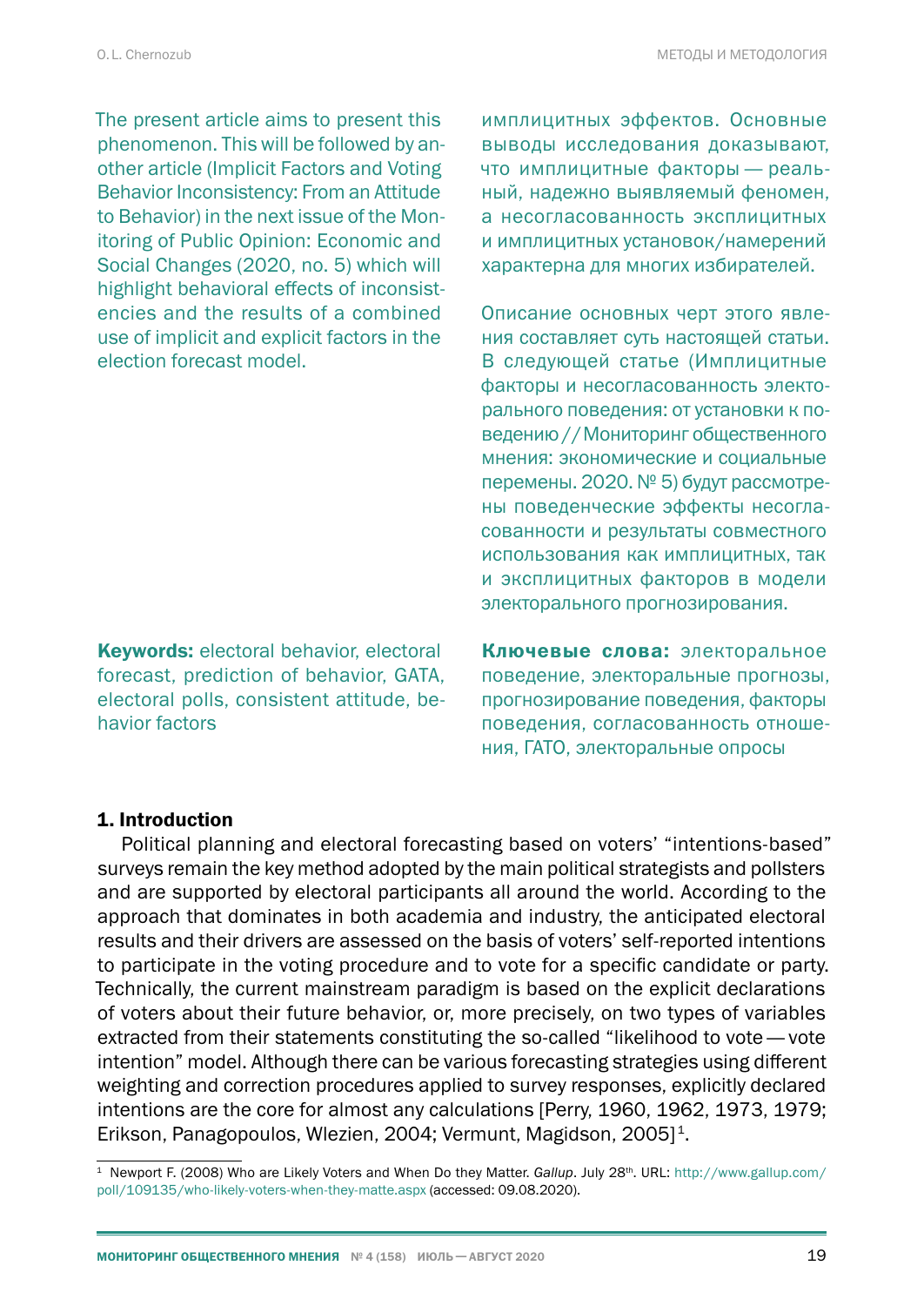The present article aims to present this phenomenon. This will be followed by another article (Implicit Factors and Voting Behavior Inconsistency: From an Attitude to Behavior) in the next issue of the Monitoring of Public Opinion: Economic and Social Changes (2020, no. 5) which will highlight behavioral effects of inconsistencies and the results of a combined use of implicit and explicit factors in the election forecast model.

**Keywords:** electoral behavior, electoral forecast, prediction of behavior, GATA, electoral polls, consistent attitude, behavior factors

имплицитных эффектов. Основные выводы исследования доказывают, что имплицитные факторы — реальный, надежно выявляемый феномен, а несогласованность эксплицитных и имплицитных установок/намерений характерна для многих избирателей.

Описание основных черт этого явления составляет суть настоящей статьи. В следующей статье (Имплицитные факторы и несогласованность электорального поведения: от установки к поведению // Мониторинг общественного мнения: экономические и социальные перемены. 2020. № 5) будут рассмотрены поведенческие эффекты несогласованности и результаты совместного использования как имплицитных, так и эксплицитных факторов в модели электорального прогнозирования.

**Ключевые слова:** электоральное поведение, электоральные прогнозы, прогнозирование поведения, факторы поведения, согласованность отношения, ГАТО, электоральные опросы

## 1. Introduction

Political planning and electoral forecasting based on voters' "intentions-based" surveys remain the key method adopted by the main political strategists and pollsters and are supported by electoral participants all around the world. According to the approach that dominates in both academia and industry, the anticipated electoral results and their drivers are assessed on the basis of voters' self-reported intentions to participate in the voting procedure and to vote for a specific candidate or party. Technically, the current mainstream paradigm is based on the explicit declarations of voters about their future behavior, or, more precisely, on two types of variables extracted from their statements constituting the so-called "likelihood to vote — vote intention" model. Although there can be various forecasting strategies using different weighting and correction procedures applied to survey responses, explicitly declared intentions are the core for almost any calculations [Perry, 1960, 1962, 1973, 1979; Erikson, Panagopoulos, Wlezien, 2004; Vermunt, Magidson, 2005][1].

[1] Newport F. (2008) Who are Likely Voters and When Do they Matter. *Gallup*. July 28th. URL: http://www.gallup.com/poll/109135/who-likely-voters-when-they-matte.aspx (accessed: 09.08.2020).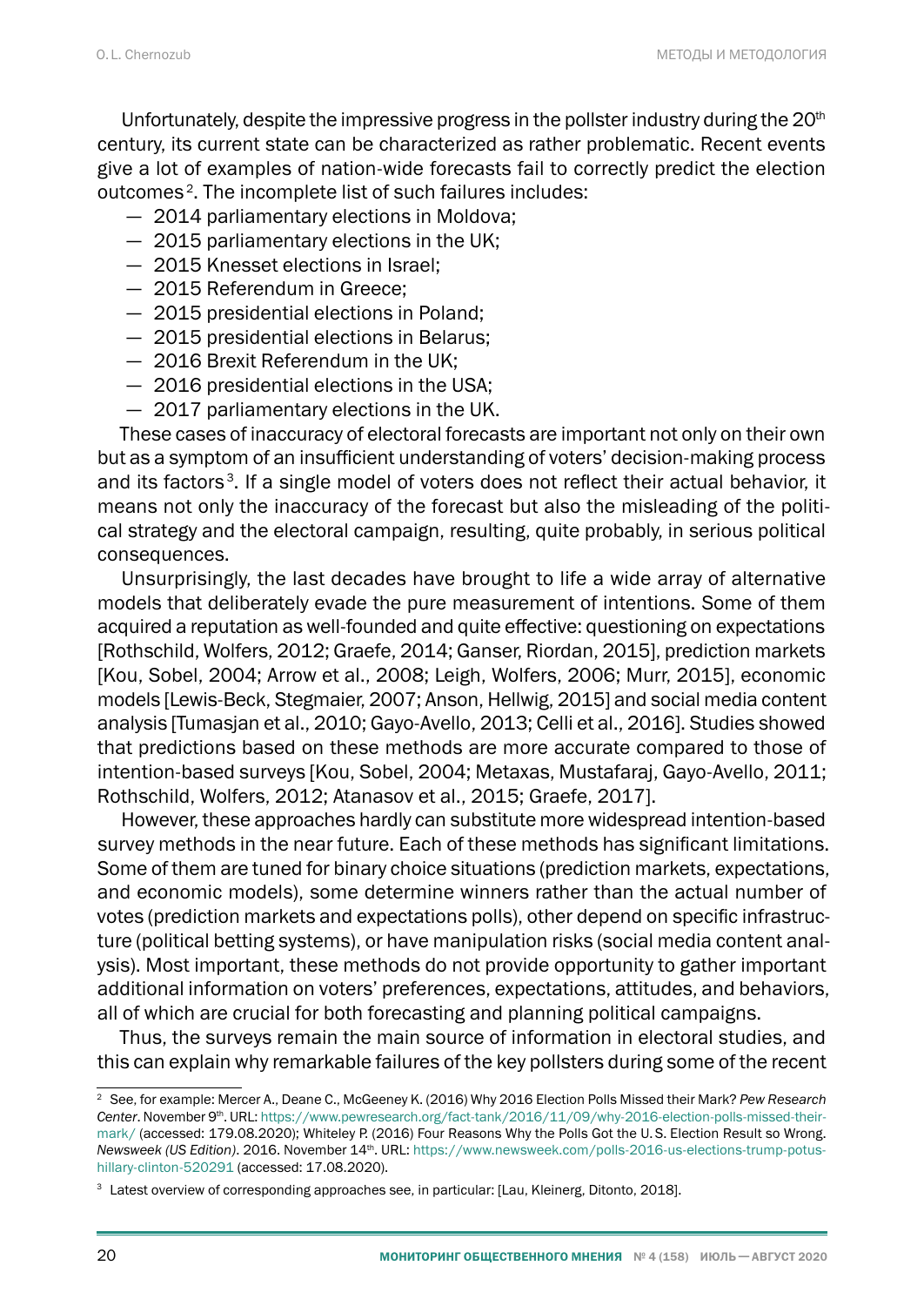Unfortunately, despite the impressive progress in the pollster industry during the 20th century, its current state can be characterized as rather problematic. Recent events give a lot of examples of nation-wide forecasts fail to correctly predict the election outcomes[2]. The incomplete list of such failures includes:

— 2014 parliamentary elections in Moldova;
— 2015 parliamentary elections in the UK;
— 2015 Knesset elections in Israel;
— 2015 Referendum in Greece;
— 2015 presidential elections in Poland;
— 2015 presidential elections in Belarus;
— 2016 Brexit Referendum in the UK;
— 2016 presidential elections in the USA;
— 2017 parliamentary elections in the UK.

These cases of inaccuracy of electoral forecasts are important not only on their own but as a symptom of an insufficient understanding of voters' decision-making process and its factors[3]. If a single model of voters does not reflect their actual behavior, it means not only the inaccuracy of the forecast but also the misleading of the political strategy and the electoral campaign, resulting, quite probably, in serious political consequences.

Unsurprisingly, the last decades have brought to life a wide array of alternative models that deliberately evade the pure measurement of intentions. Some of them acquired a reputation as well-founded and quite effective: questioning on expectations [Rothschild, Wolfers, 2012; Graefe, 2014; Ganser, Riordan, 2015], prediction markets [Kou, Sobel, 2004; Arrow et al., 2008; Leigh, Wolfers, 2006; Murr, 2015], economic models [Lewis-Beck, Stegmaier, 2007; Anson, Hellwig, 2015] and social media content analysis [Tumasjan et al., 2010; Gayo-Avello, 2013; Celli et al., 2016]. Studies showed that predictions based on these methods are more accurate compared to those of intention-based surveys [Kou, Sobel, 2004; Metaxas, Mustafaraj, Gayo-Avello, 2011; Rothschild, Wolfers, 2012; Atanasov et al., 2015; Graefe, 2017].

However, these approaches hardly can substitute more widespread intention-based survey methods in the near future. Each of these methods has significant limitations. Some of them are tuned for binary choice situations (prediction markets, expectations, and economic models), some determine winners rather than the actual number of votes (prediction markets and expectations polls), other depend on specific infrastructure (political betting systems), or have manipulation risks (social media content analysis). Most important, these methods do not provide opportunity to gather important additional information on voters' preferences, expectations, attitudes, and behaviors, all of which are crucial for both forecasting and planning political campaigns.

Thus, the surveys remain the main source of information in electoral studies, and this can explain why remarkable failures of the key pollsters during some of the recent

---

[2] See, for example: Mercer A., Deane C., McGeeney K. (2016) Why 2016 Election Polls Missed their Mark? *Pew Research Center*. November 9th. URL: https://www.pewresearch.org/fact-tank/2016/11/09/why-2016-election-polls-missed-their-mark/ (accessed: 179.08.2020); Whiteley P. (2016) Four Reasons Why the Polls Got the U. S. Election Result so Wrong. *Newsweek (US Edition)*. 2016. November 14th. URL: https://www.newsweek.com/polls-2016-us-elections-trump-potus-hillary-clinton-520291 (accessed: 17.08.2020).

[3] Latest overview of corresponding approaches see, in particular: [Lau, Kleinerg, Ditonto, 2018].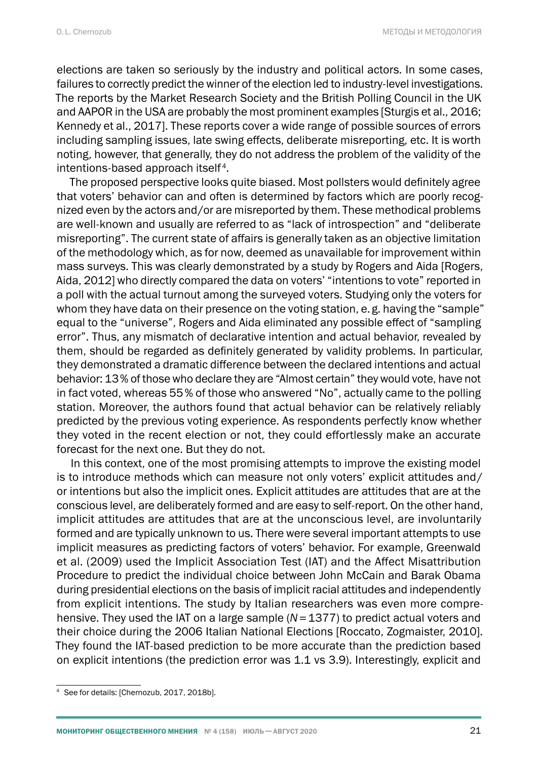elections are taken so seriously by the industry and political actors. In some cases, failures to correctly predict the winner of the election led to industry-level investigations. The reports by the Market Research Society and the British Polling Council in the UK and AAPOR in the USA are probably the most prominent examples [Sturgis et al., 2016; Kennedy et al., 2017]. These reports cover a wide range of possible sources of errors including sampling issues, late swing effects, deliberate misreporting, etc. It is worth noting, however, that generally, they do not address the problem of the validity of the intentions-based approach itself [4].

The proposed perspective looks quite biased. Most pollsters would definitely agree that voters' behavior can and often is determined by factors which are poorly recognized even by the actors and/or are misreported by them. These methodical problems are well-known and usually are referred to as "lack of introspection" and "deliberate misreporting". The current state of affairs is generally taken as an objective limitation of the methodology which, as for now, deemed as unavailable for improvement within mass surveys. This was clearly demonstrated by a study by Rogers and Aida [Rogers, Aida, 2012] who directly compared the data on voters' "intentions to vote" reported in a poll with the actual turnout among the surveyed voters. Studying only the voters for whom they have data on their presence on the voting station, e. g. having the "sample" equal to the "universe", Rogers and Aida eliminated any possible effect of "sampling error". Thus, any mismatch of declarative intention and actual behavior, revealed by them, should be regarded as definitely generated by validity problems. In particular, they demonstrated a dramatic difference between the declared intentions and actual behavior: 13% of those who declare they are "Almost certain" they would vote, have not in fact voted, whereas 55% of those who answered "No", actually came to the polling station. Moreover, the authors found that actual behavior can be relatively reliably predicted by the previous voting experience. As respondents perfectly know whether they voted in the recent election or not, they could effortlessly make an accurate forecast for the next one. But they do not.

In this context, one of the most promising attempts to improve the existing model is to introduce methods which can measure not only voters' explicit attitudes and/or intentions but also the implicit ones. Explicit attitudes are attitudes that are at the conscious level, are deliberately formed and are easy to self-report. On the other hand, implicit attitudes are attitudes that are at the unconscious level, are involuntarily formed and are typically unknown to us. There were several important attempts to use implicit measures as predicting factors of voters' behavior. For example, Greenwald et al. (2009) used the Implicit Association Test (IAT) and the Affect Misattribution Procedure to predict the individual choice between John McCain and Barak Obama during presidential elections on the basis of implicit racial attitudes and independently from explicit intentions. The study by Italian researchers was even more comprehensive. They used the IAT on a large sample ($N=1377$) to predict actual voters and their choice during the 2006 Italian National Elections [Roccato, Zogmaister, 2010]. They found the IAT-based prediction to be more accurate than the prediction based on explicit intentions (the prediction error was 1.1 vs 3.9). Interestingly, explicit and

[4] See for details: [Chernozub, 2017, 2018b].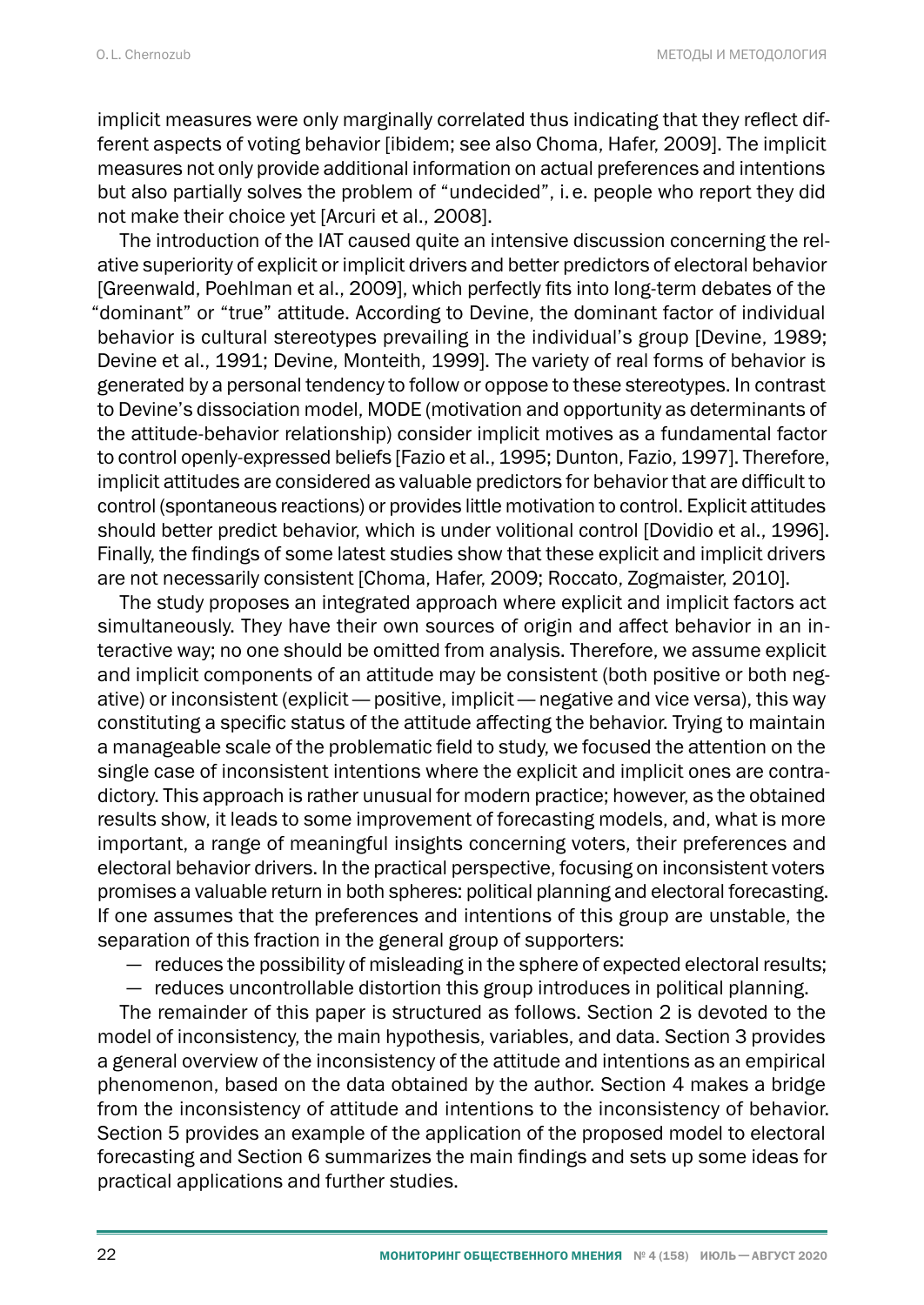implicit measures were only marginally correlated thus indicating that they reflect different aspects of voting behavior [ibidem; see also Choma, Hafer, 2009]. The implicit measures not only provide additional information on actual preferences and intentions but also partially solves the problem of "undecided", i. e. people who report they did not make their choice yet [Arcuri et al., 2008].

The introduction of the IAT caused quite an intensive discussion concerning the relative superiority of explicit or implicit drivers and better predictors of electoral behavior [Greenwald, Poehlman et al., 2009], which perfectly fits into long-term debates of the "dominant" or "true" attitude. According to Devine, the dominant factor of individual behavior is cultural stereotypes prevailing in the individual's group [Devine, 1989; Devine et al., 1991; Devine, Monteith, 1999]. The variety of real forms of behavior is generated by a personal tendency to follow or oppose to these stereotypes. In contrast to Devine's dissociation model, MODE (motivation and opportunity as determinants of the attitude-behavior relationship) consider implicit motives as a fundamental factor to control openly-expressed beliefs [Fazio et al., 1995; Dunton, Fazio, 1997]. Therefore, implicit attitudes are considered as valuable predictors for behavior that are difficult to control (spontaneous reactions) or provides little motivation to control. Explicit attitudes should better predict behavior, which is under volitional control [Dovidio et al., 1996]. Finally, the findings of some latest studies show that these explicit and implicit drivers are not necessarily consistent [Choma, Hafer, 2009; Roccato, Zogmaister, 2010].

The study proposes an integrated approach where explicit and implicit factors act simultaneously. They have their own sources of origin and affect behavior in an interactive way; no one should be omitted from analysis. Therefore, we assume explicit and implicit components of an attitude may be consistent (both positive or both negative) or inconsistent (explicit — positive, implicit — negative and vice versa), this way constituting a specific status of the attitude affecting the behavior. Trying to maintain a manageable scale of the problematic field to study, we focused the attention on the single case of inconsistent intentions where the explicit and implicit ones are contradictory. This approach is rather unusual for modern practice; however, as the obtained results show, it leads to some improvement of forecasting models, and, what is more important, a range of meaningful insights concerning voters, their preferences and electoral behavior drivers. In the practical perspective, focusing on inconsistent voters promises a valuable return in both spheres: political planning and electoral forecasting. If one assumes that the preferences and intentions of this group are unstable, the separation of this fraction in the general group of supporters:

- reduces the possibility of misleading in the sphere of expected electoral results;
- reduces uncontrollable distortion this group introduces in political planning.

The remainder of this paper is structured as follows. Section 2 is devoted to the model of inconsistency, the main hypothesis, variables, and data. Section 3 provides a general overview of the inconsistency of the attitude and intentions as an empirical phenomenon, based on the data obtained by the author. Section 4 makes a bridge from the inconsistency of attitude and intentions to the inconsistency of behavior. Section 5 provides an example of the application of the proposed model to electoral forecasting and Section 6 summarizes the main findings and sets up some ideas for practical applications and further studies.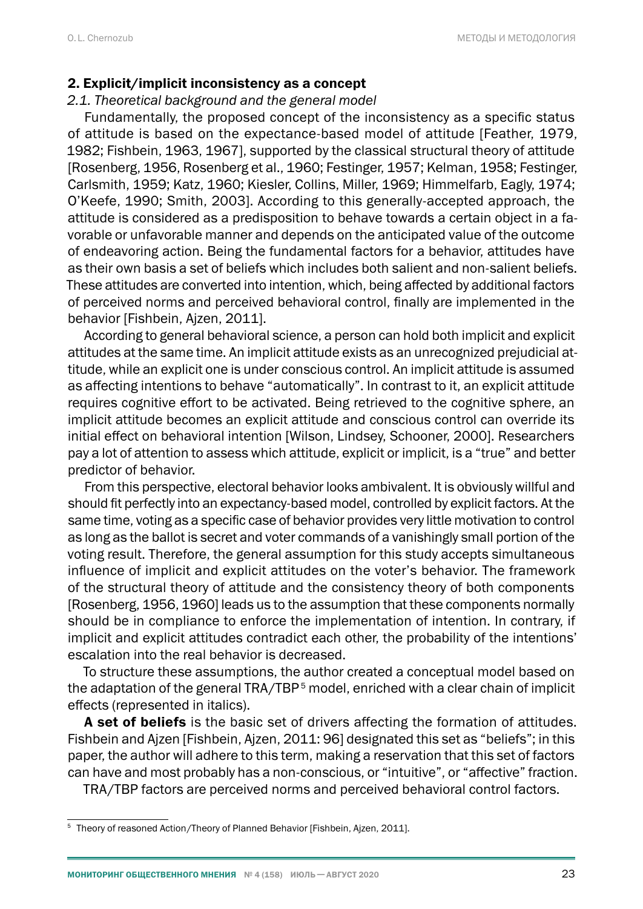## 2. Explicit/implicit inconsistency as a concept

### *2.1. Theoretical background and the general model*

Fundamentally, the proposed concept of the inconsistency as a specific status of attitude is based on the expectance-based model of attitude [Feather, 1979, 1982; Fishbein, 1963, 1967], supported by the classical structural theory of attitude [Rosenberg, 1956, Rosenberg et al., 1960; Festinger, 1957; Kelman, 1958; Festinger, Carlsmith, 1959; Katz, 1960; Kiesler, Collins, Miller, 1969; Himmelfarb, Eagly, 1974; O'Keefe, 1990; Smith, 2003]. According to this generally-accepted approach, the attitude is considered as a predisposition to behave towards a certain object in a favorable or unfavorable manner and depends on the anticipated value of the outcome of endeavoring action. Being the fundamental factors for a behavior, attitudes have as their own basis a set of beliefs which includes both salient and non-salient beliefs. These attitudes are converted into intention, which, being affected by additional factors of perceived norms and perceived behavioral control, finally are implemented in the behavior [Fishbein, Ajzen, 2011].

According to general behavioral science, a person can hold both implicit and explicit attitudes at the same time. An implicit attitude exists as an unrecognized prejudicial attitude, while an explicit one is under conscious control. An implicit attitude is assumed as affecting intentions to behave "automatically". In contrast to it, an explicit attitude requires cognitive effort to be activated. Being retrieved to the cognitive sphere, an implicit attitude becomes an explicit attitude and conscious control can override its initial effect on behavioral intention [Wilson, Lindsey, Schooner, 2000]. Researchers pay a lot of attention to assess which attitude, explicit or implicit, is a "true" and better predictor of behavior.

From this perspective, electoral behavior looks ambivalent. It is obviously willful and should fit perfectly into an expectancy-based model, controlled by explicit factors. At the same time, voting as a specific case of behavior provides very little motivation to control as long as the ballot is secret and voter commands of a vanishingly small portion of the voting result. Therefore, the general assumption for this study accepts simultaneous influence of implicit and explicit attitudes on the voter's behavior. The framework of the structural theory of attitude and the consistency theory of both components [Rosenberg, 1956, 1960] leads us to the assumption that these components normally should be in compliance to enforce the implementation of intention. In contrary, if implicit and explicit attitudes contradict each other, the probability of the intentions' escalation into the real behavior is decreased.

To structure these assumptions, the author created a conceptual model based on the adaptation of the general TRA/TBP[5] model, enriched with a clear chain of implicit effects (represented in italics).

**A set of beliefs** is the basic set of drivers affecting the formation of attitudes. Fishbein and Ajzen [Fishbein, Ajzen, 2011: 96] designated this set as "beliefs"; in this paper, the author will adhere to this term, making a reservation that this set of factors can have and most probably has a non-conscious, or "intuitive", or "affective" fraction.

TRA/TBP factors are perceived norms and perceived behavioral control factors.

---

[5] Theory of reasoned Action/Theory of Planned Behavior [Fishbein, Ajzen, 2011].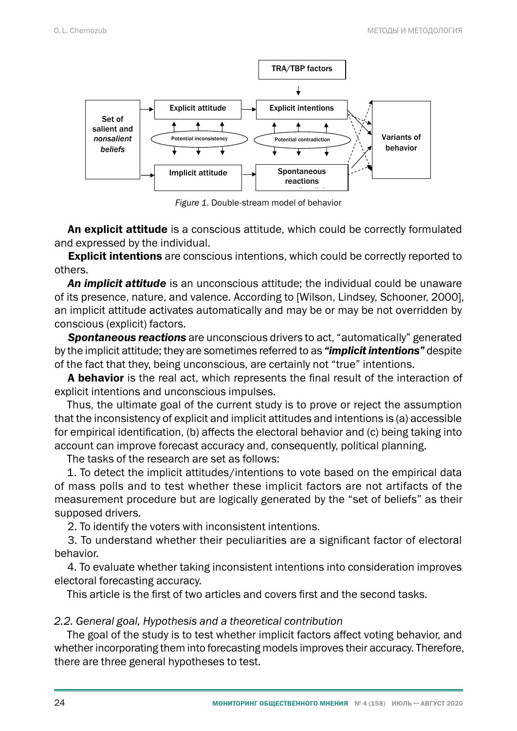TRA/TBP factors

Set of salient and *nonsalient beliefs*

Explicit attitude → Explicit intentions

Potential inconsistency    Potential contradiction

Implicit attitude → Spontaneous reactions

Variants of behavior

*Figure 1.* Double-stream model of behavior

**An explicit attitude** is a conscious attitude, which could be correctly formulated and expressed by the individual.

**Explicit intentions** are conscious intentions, which could be correctly reported to others.

***An implicit attitude*** is an unconscious attitude; the individual could be unaware of its presence, nature, and valence. According to [Wilson, Lindsey, Schooner, 2000], an implicit attitude activates automatically and may be or may be not overridden by conscious (explicit) factors.

***Spontaneous reactions*** are unconscious drivers to act, "automatically" generated by the implicit attitude; they are sometimes referred to as ***"implicit intentions"*** despite of the fact that they, being unconscious, are certainly not "true" intentions.

**A behavior** is the real act, which represents the final result of the interaction of explicit intentions and unconscious impulses.

Thus, the ultimate goal of the current study is to prove or reject the assumption that the inconsistency of explicit and implicit attitudes and intentions is (a) accessible for empirical identification, (b) affects the electoral behavior and (c) being taking into account can improve forecast accuracy and, consequently, political planning.

The tasks of the research are set as follows:

1. To detect the implicit attitudes/intentions to vote based on the empirical data of mass polls and to test whether these implicit factors are not artifacts of the measurement procedure but are logically generated by the "set of beliefs" as their supposed drivers.

2. To identify the voters with inconsistent intentions.

3. To understand whether their peculiarities are a significant factor of electoral behavior.

4. To evaluate whether taking inconsistent intentions into consideration improves electoral forecasting accuracy.

This article is the first of two articles and covers first and the second tasks.

*2.2. General goal, Hypothesis and a theoretical contribution*

The goal of the study is to test whether implicit factors affect voting behavior, and whether incorporating them into forecasting models improves their accuracy. Therefore, there are three general hypotheses to test.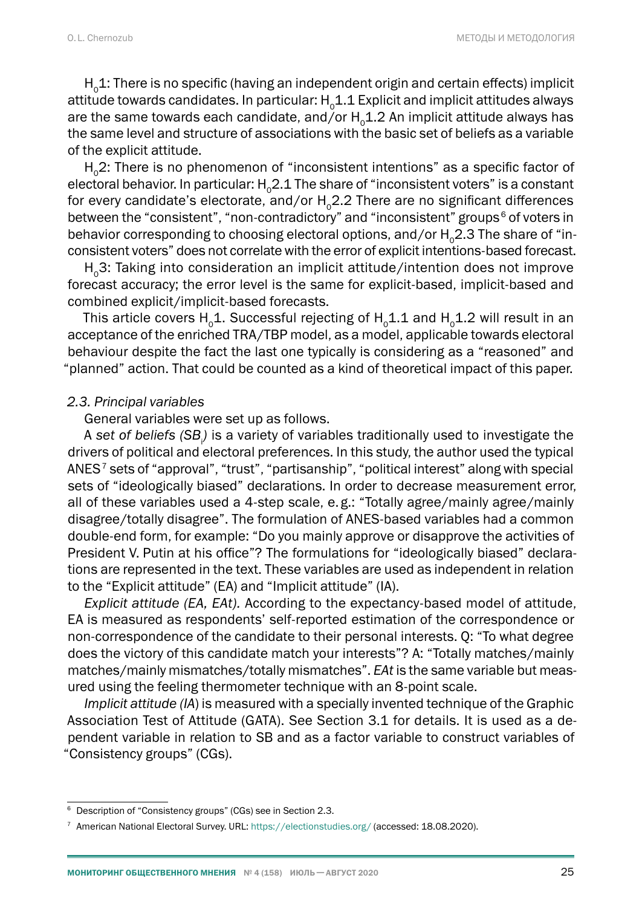$H_0$1: There is no specific (having an independent origin and certain effects) implicit attitude towards candidates. In particular: $H_0$1.1 Explicit and implicit attitudes always are the same towards each candidate, and/or $H_0$1.2 An implicit attitude always has the same level and structure of associations with the basic set of beliefs as a variable of the explicit attitude.

$H_0$2: There is no phenomenon of "inconsistent intentions" as a specific factor of electoral behavior. In particular: $H_0$2.1 The share of "inconsistent voters" is a constant for every candidate's electorate, and/or $H_0$2.2 There are no significant differences between the "consistent", "non-contradictory" and "inconsistent" groups[6] of voters in behavior corresponding to choosing electoral options, and/or $H_0$2.3 The share of "inconsistent voters" does not correlate with the error of explicit intentions-based forecast.

$H_0$3: Taking into consideration an implicit attitude/intention does not improve forecast accuracy; the error level is the same for explicit-based, implicit-based and combined explicit/implicit-based forecasts.

This article covers $H_0$1. Successful rejecting of $H_0$1.1 and $H_0$1.2 will result in an acceptance of the enriched TRA/TBP model, as a model, applicable towards electoral behaviour despite the fact the last one typically is considering as a "reasoned" and "planned" action. That could be counted as a kind of theoretical impact of this paper.

*2.3. Principal variables*

General variables were set up as follows.

A *set of beliefs ($SB_i$)* is a variety of variables traditionally used to investigate the drivers of political and electoral preferences. In this study, the author used the typical ANES[7] sets of "approval", "trust", "partisanship", "political interest" along with special sets of "ideologically biased" declarations. In order to decrease measurement error, all of these variables used a 4-step scale, e. g.: "Totally agree/mainly agree/mainly disagree/totally disagree". The formulation of ANES-based variables had a common double-end form, for example: "Do you mainly approve or disapprove the activities of President V. Putin at his office"? The formulations for "ideologically biased" declarations are represented in the text. These variables are used as independent in relation to the "Explicit attitude" (EA) and "Implicit attitude" (IA).

*Explicit attitude (EA, EAt).* According to the expectancy-based model of attitude, EA is measured as respondents' self-reported estimation of the correspondence or non-correspondence of the candidate to their personal interests. Q: "To what degree does the victory of this candidate match your interests"? A: "Totally matches/mainly matches/mainly mismatches/totally mismatches". *EAt* is the same variable but measured using the feeling thermometer technique with an 8-point scale.

*Implicit attitude (IA*) is measured with a specially invented technique of the Graphic Association Test of Attitude (GATA). See Section 3.1 for details. It is used as a dependent variable in relation to SB and as a factor variable to construct variables of "Consistency groups" (CGs).

---

[6] Description of "Consistency groups" (CGs) see in Section 2.3.

[7] American National Electoral Survey. URL: https://electionstudies.org/ (accessed: 18.08.2020).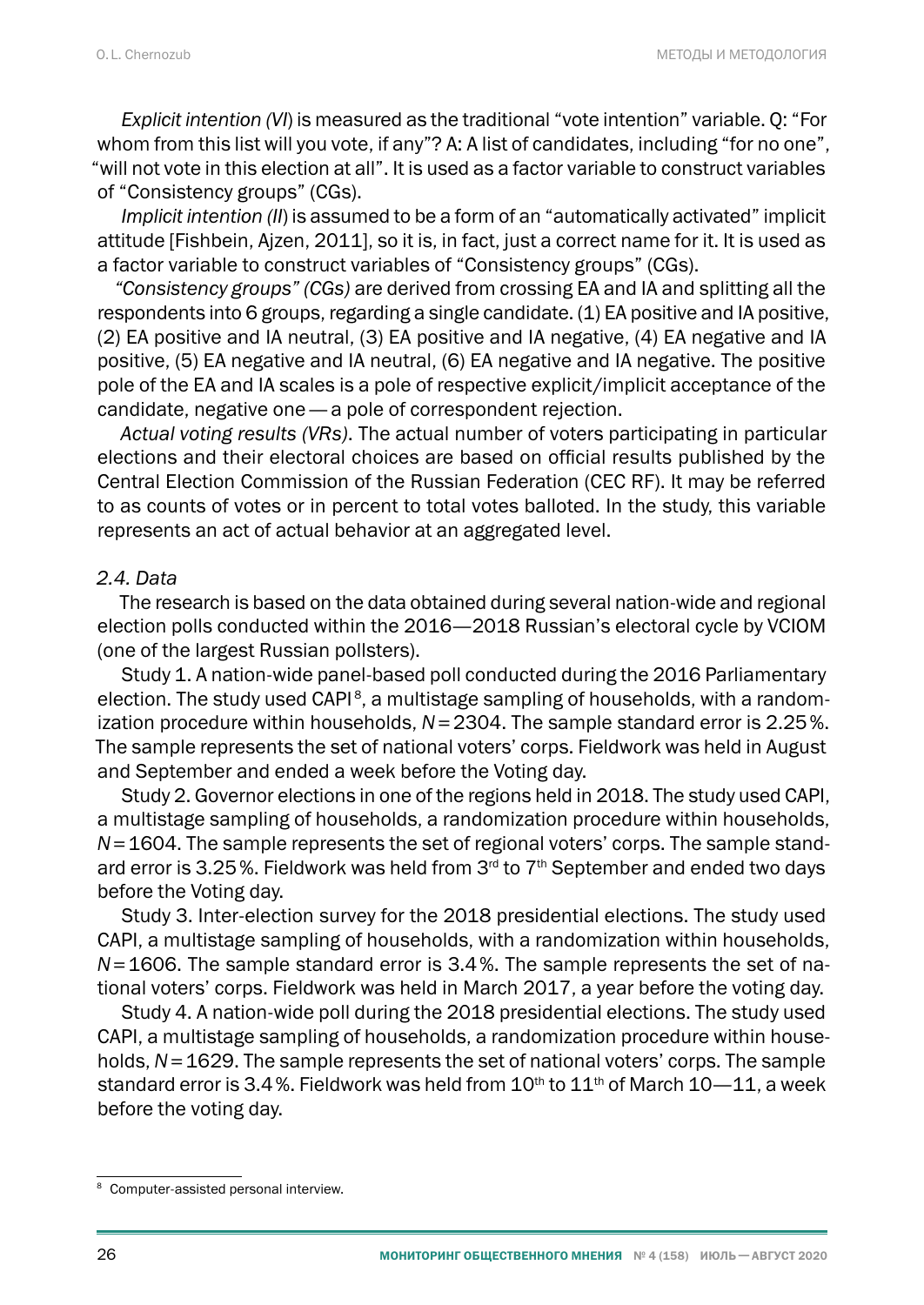*Explicit intention (VI*) is measured as the traditional "vote intention" variable. Q: "For whom from this list will you vote, if any"? A: A list of candidates, including "for no one", "will not vote in this election at all". It is used as a factor variable to construct variables of "Consistency groups" (CGs).

*Implicit intention (II*) is assumed to be a form of an "automatically activated" implicit attitude [Fishbein, Ajzen, 2011], so it is, in fact, just a correct name for it. It is used as a factor variable to construct variables of "Consistency groups" (CGs).

*"Consistency groups" (CGs)* are derived from crossing EA and IA and splitting all the respondents into 6 groups, regarding a single candidate. (1) EA positive and IA positive, (2) EA positive and IA neutral, (3) EA positive and IA negative, (4) EA negative and IA positive, (5) EA negative and IA neutral, (6) EA negative and IA negative. The positive pole of the EA and IA scales is a pole of respective explicit/implicit acceptance of the candidate, negative one — a pole of correspondent rejection.

*Actual voting results (VRs)*. The actual number of voters participating in particular elections and their electoral choices are based on official results published by the Central Election Commission of the Russian Federation (CEC RF). It may be referred to as counts of votes or in percent to total votes balloted. In the study, this variable represents an act of actual behavior at an aggregated level.

### *2.4. Data*

The research is based on the data obtained during several nation-wide and regional election polls conducted within the 2016—2018 Russian's electoral cycle by VCIOM (one of the largest Russian pollsters).

Study 1. A nation-wide panel-based poll conducted during the 2016 Parliamentary election. The study used CAPI[8], a multistage sampling of households, with a randomization procedure within households, *N* = 2304. The sample standard error is 2.25 %. The sample represents the set of national voters' corps. Fieldwork was held in August and September and ended a week before the Voting day.

Study 2. Governor elections in one of the regions held in 2018. The study used CAPI, a multistage sampling of households, a randomization procedure within households, *N* = 1604. The sample represents the set of regional voters' corps. The sample standard error is 3.25 %. Fieldwork was held from 3rd to 7th September and ended two days before the Voting day.

Study 3. Inter-election survey for the 2018 presidential elections. The study used CAPI, a multistage sampling of households, with a randomization within households, *N* = 1606. The sample standard error is 3.4 %. The sample represents the set of national voters' corps. Fieldwork was held in March 2017, a year before the voting day.

Study 4. A nation-wide poll during the 2018 presidential elections. The study used CAPI, a multistage sampling of households, a randomization procedure within households, *N* = 1629. The sample represents the set of national voters' corps. The sample standard error is 3.4 %. Fieldwork was held from 10th to 11th of March 10—11, a week before the voting day.

---

[8] Computer-assisted personal interview.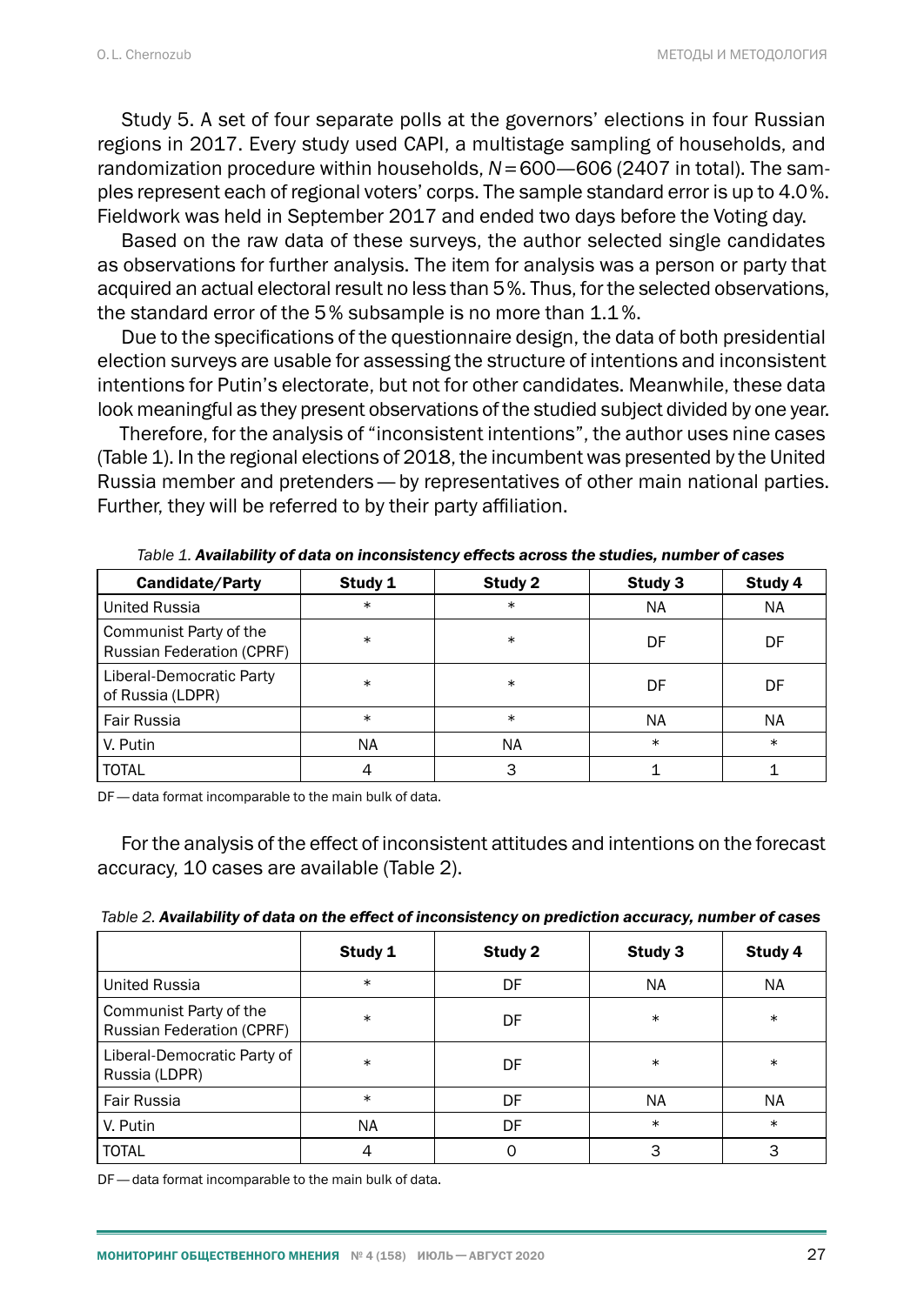Study 5. A set of four separate polls at the governors' elections in four Russian regions in 2017. Every study used CAPI, a multistage sampling of households, and randomization procedure within households, $N = 600$—606 (2407 in total). The samples represent each of regional voters' corps. The sample standard error is up to 4.0%. Fieldwork was held in September 2017 and ended two days before the Voting day.

Based on the raw data of these surveys, the author selected single candidates as observations for further analysis. The item for analysis was a person or party that acquired an actual electoral result no less than 5%. Thus, for the selected observations, the standard error of the 5% subsample is no more than 1.1%.

Due to the specifications of the questionnaire design, the data of both presidential election surveys are usable for assessing the structure of intentions and inconsistent intentions for Putin's electorate, but not for other candidates. Meanwhile, these data look meaningful as they present observations of the studied subject divided by one year.

Therefore, for the analysis of "inconsistent intentions", the author uses nine cases (Table 1). In the regional elections of 2018, the incumbent was presented by the United Russia member and pretenders — by representatives of other main national parties. Further, they will be referred to by their party affiliation.

*Table 1.* ***Availability of data on inconsistency effects across the studies, number of cases***

| Candidate/Party | Study 1 | Study 2 | Study 3 | Study 4 |
|---|---|---|---|---|
| United Russia | * | * | NA | NA |
| Communist Party of the Russian Federation (CPRF) | * | * | DF | DF |
| Liberal-Democratic Party of Russia (LDPR) | * | * | DF | DF |
| Fair Russia | * | * | NA | NA |
| V. Putin | NA | NA | * | * |
| TOTAL | 4 | 3 | 1 | 1 |

DF — data format incomparable to the main bulk of data.

For the analysis of the effect of inconsistent attitudes and intentions on the forecast accuracy, 10 cases are available (Table 2).

*Table 2.* ***Availability of data on the effect of inconsistency on prediction accuracy, number of cases***

| | Study 1 | Study 2 | Study 3 | Study 4 |
|---|---|---|---|---|
| United Russia | * | DF | NA | NA |
| Communist Party of the Russian Federation (CPRF) | * | DF | * | * |
| Liberal-Democratic Party of Russia (LDPR) | * | DF | * | * |
| Fair Russia | * | DF | NA | NA |
| V. Putin | NA | DF | * | * |
| TOTAL | 4 | 0 | 3 | 3 |

DF — data format incomparable to the main bulk of data.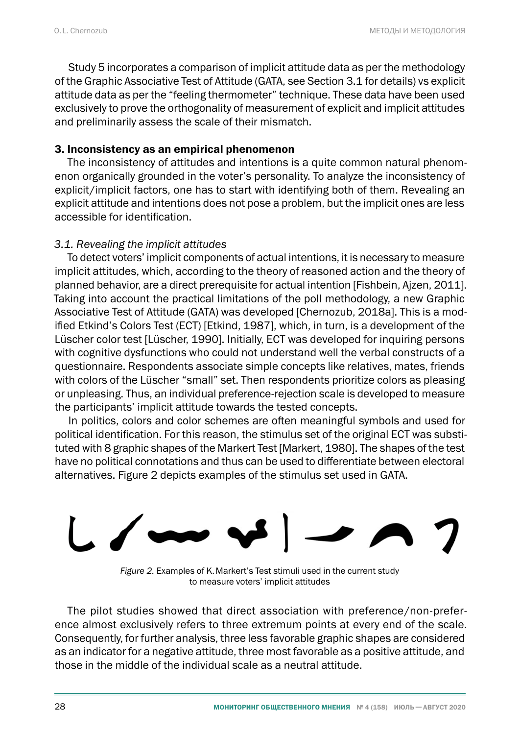Study 5 incorporates a comparison of implicit attitude data as per the methodology of the Graphic Associative Test of Attitude (GATA, see Section 3.1 for details) vs explicit attitude data as per the "feeling thermometer" technique. These data have been used exclusively to prove the orthogonality of measurement of explicit and implicit attitudes and preliminarily assess the scale of their mismatch.

## 3. Inconsistency as an empirical phenomenon

The inconsistency of attitudes and intentions is a quite common natural phenomenon organically grounded in the voter's personality. To analyze the inconsistency of explicit/implicit factors, one has to start with identifying both of them. Revealing an explicit attitude and intentions does not pose a problem, but the implicit ones are less accessible for identification.

### *3.1. Revealing the implicit attitudes*

To detect voters' implicit components of actual intentions, it is necessary to measure implicit attitudes, which, according to the theory of reasoned action and the theory of planned behavior, are a direct prerequisite for actual intention [Fishbein, Ajzen, 2011]. Taking into account the practical limitations of the poll methodology, a new Graphic Associative Test of Attitude (GATA) was developed [Chernozub, 2018a]. This is a modified Etkind's Colors Test (ECT) [Etkind, 1987], which, in turn, is a development of the Lüscher color test [Lüscher, 1990]. Initially, ECT was developed for inquiring persons with cognitive dysfunctions who could not understand well the verbal constructs of a questionnaire. Respondents associate simple concepts like relatives, mates, friends with colors of the Lüscher "small" set. Then respondents prioritize colors as pleasing or unpleasing. Thus, an individual preference-rejection scale is developed to measure the participants' implicit attitude towards the tested concepts.

In politics, colors and color schemes are often meaningful symbols and used for political identification. For this reason, the stimulus set of the original ECT was substituted with 8 graphic shapes of the Markert Test [Markert, 1980]. The shapes of the test have no political connotations and thus can be used to differentiate between electoral alternatives. Figure 2 depicts examples of the stimulus set used in GATA.

*Figure 2.* Examples of K. Markert's Test stimuli used in the current study to measure voters' implicit attitudes

The pilot studies showed that direct association with preference/non-preference almost exclusively refers to three extremum points at every end of the scale. Consequently, for further analysis, three less favorable graphic shapes are considered as an indicator for a negative attitude, three most favorable as a positive attitude, and those in the middle of the individual scale as a neutral attitude.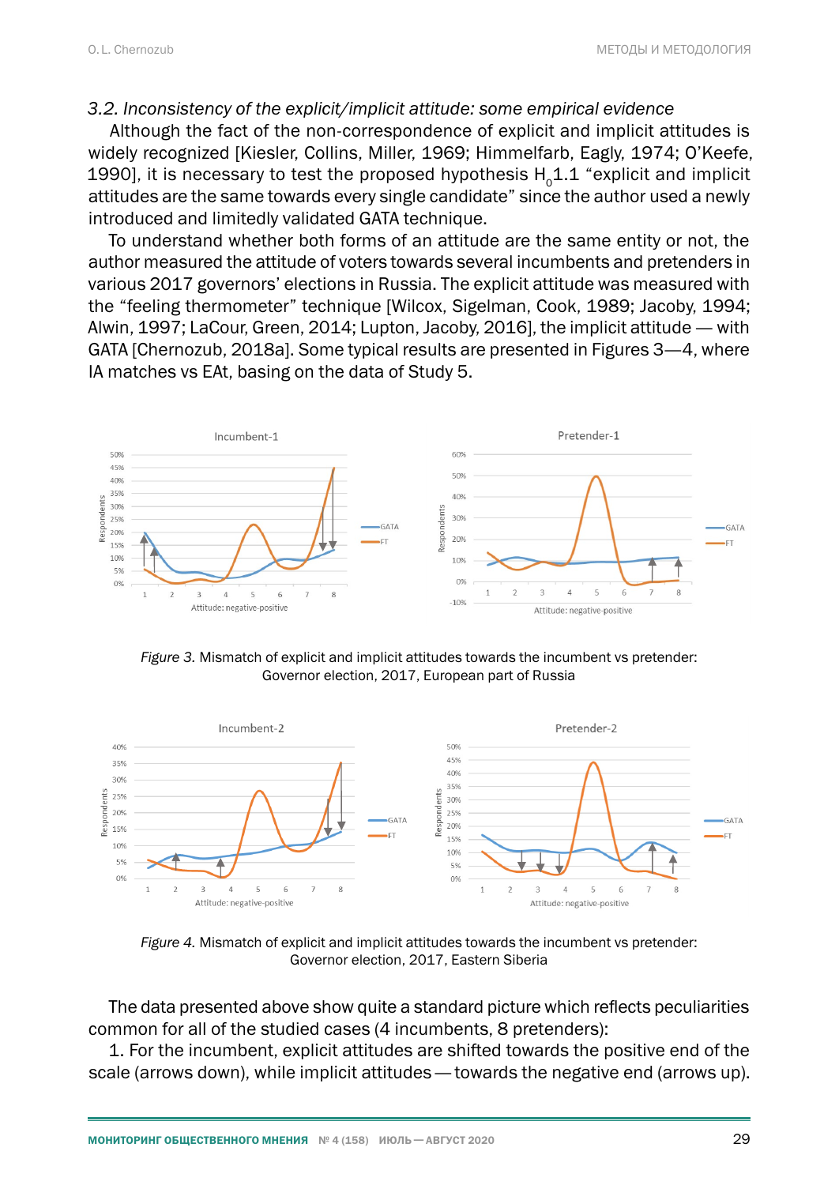*3.2. Inconsistency of the explicit/implicit attitude: some empirical evidence*

Although the fact of the non-correspondence of explicit and implicit attitudes is widely recognized [Kiesler, Collins, Miller, 1969; Himmelfarb, Eagly, 1974; O'Keefe, 1990], it is necessary to test the proposed hypothesis $H_0$1.1 "explicit and implicit attitudes are the same towards every single candidate" since the author used a newly introduced and limitedly validated GATA technique.

To understand whether both forms of an attitude are the same entity or not, the author measured the attitude of voters towards several incumbents and pretenders in various 2017 governors' elections in Russia. The explicit attitude was measured with the "feeling thermometer" technique [Wilcox, Sigelman, Cook, 1989; Jacoby, 1994; Alwin, 1997; LaCour, Green, 2014; Lupton, Jacoby, 2016], the implicit attitude — with GATA [Chernozub, 2018a]. Some typical results are presented in Figures 3—4, where IA matches vs EAt, basing on the data of Study 5.

*Figure 3.* Mismatch of explicit and implicit attitudes towards the incumbent vs pretender: Governor election, 2017, European part of Russia

*Figure 4.* Mismatch of explicit and implicit attitudes towards the incumbent vs pretender: Governor election, 2017, Eastern Siberia

The data presented above show quite a standard picture which reflects peculiarities common for all of the studied cases (4 incumbents, 8 pretenders):

1. For the incumbent, explicit attitudes are shifted towards the positive end of the scale (arrows down), while implicit attitudes — towards the negative end (arrows up).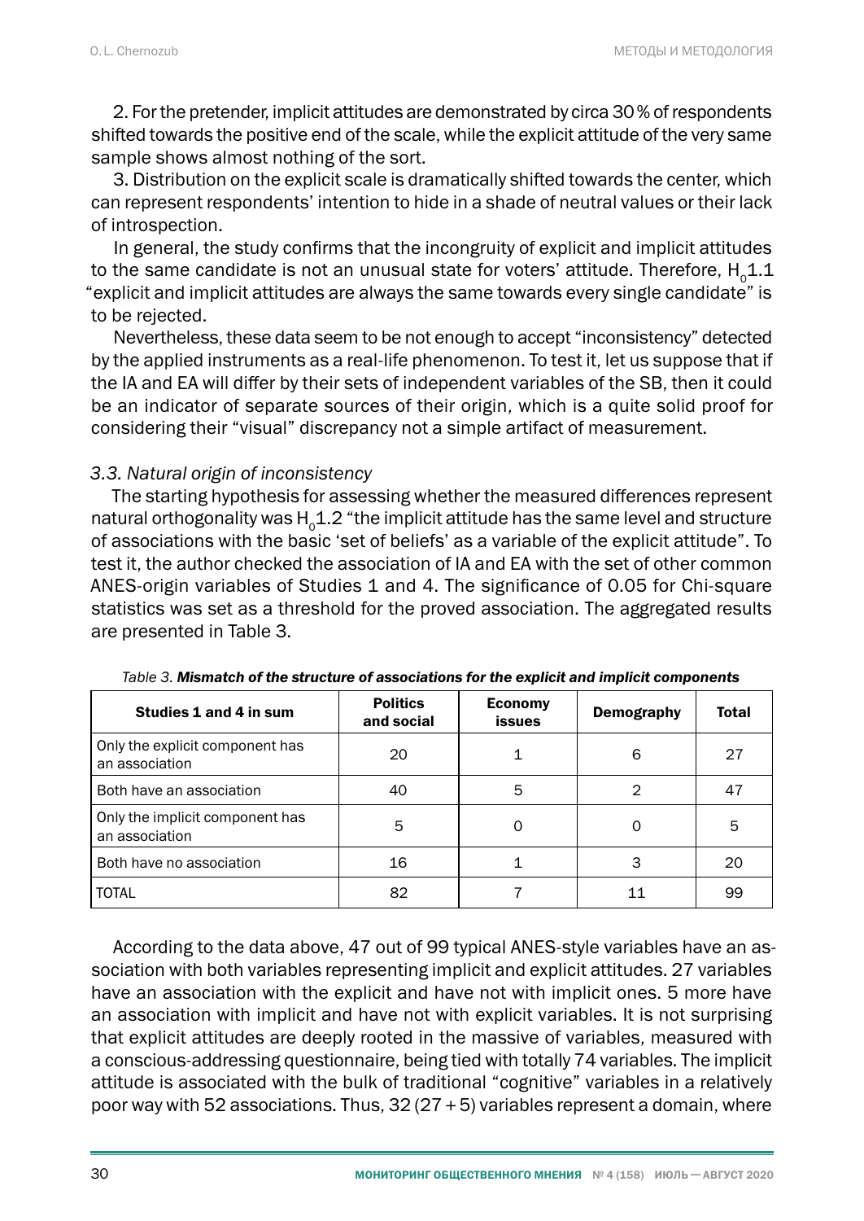2. For the pretender, implicit attitudes are demonstrated by circa 30% of respondents shifted towards the positive end of the scale, while the explicit attitude of the very same sample shows almost nothing of the sort.

3. Distribution on the explicit scale is dramatically shifted towards the center, which can represent respondents' intention to hide in a shade of neutral values or their lack of introspection.

In general, the study confirms that the incongruity of explicit and implicit attitudes to the same candidate is not an unusual state for voters' attitude. Therefore, $H_0$1.1 "explicit and implicit attitudes are always the same towards every single candidate" is to be rejected.

Nevertheless, these data seem to be not enough to accept "inconsistency" detected by the applied instruments as a real-life phenomenon. To test it, let us suppose that if the IA and EA will differ by their sets of independent variables of the SB, then it could be an indicator of separate sources of their origin, which is a quite solid proof for considering their "visual" discrepancy not a simple artifact of measurement.

### *3.3. Natural origin of inconsistency*

The starting hypothesis for assessing whether the measured differences represent natural orthogonality was $H_0$1.2 "the implicit attitude has the same level and structure of associations with the basic 'set of beliefs' as a variable of the explicit attitude". To test it, the author checked the association of IA and EA with the set of other common ANES-origin variables of Studies 1 and 4. The significance of 0.05 for Chi-square statistics was set as a threshold for the proved association. The aggregated results are presented in Table 3.

*Table 3.* ***Mismatch of the structure of associations for the explicit and implicit components***

| Studies 1 and 4 in sum | Politics and social | Economy issues | Demography | Total |
|---|---|---|---|---|
| Only the explicit component has an association | 20 | 1 | 6 | 27 |
| Both have an association | 40 | 5 | 2 | 47 |
| Only the implicit component has an association | 5 | 0 | 0 | 5 |
| Both have no association | 16 | 1 | 3 | 20 |
| TOTAL | 82 | 7 | 11 | 99 |

According to the data above, 47 out of 99 typical ANES-style variables have an association with both variables representing implicit and explicit attitudes. 27 variables have an association with the explicit and have not with implicit ones. 5 more have an association with implicit and have not with explicit variables. It is not surprising that explicit attitudes are deeply rooted in the massive of variables, measured with a conscious-addressing questionnaire, being tied with totally 74 variables. The implicit attitude is associated with the bulk of traditional "cognitive" variables in a relatively poor way with 52 associations. Thus, 32 (27 + 5) variables represent a domain, where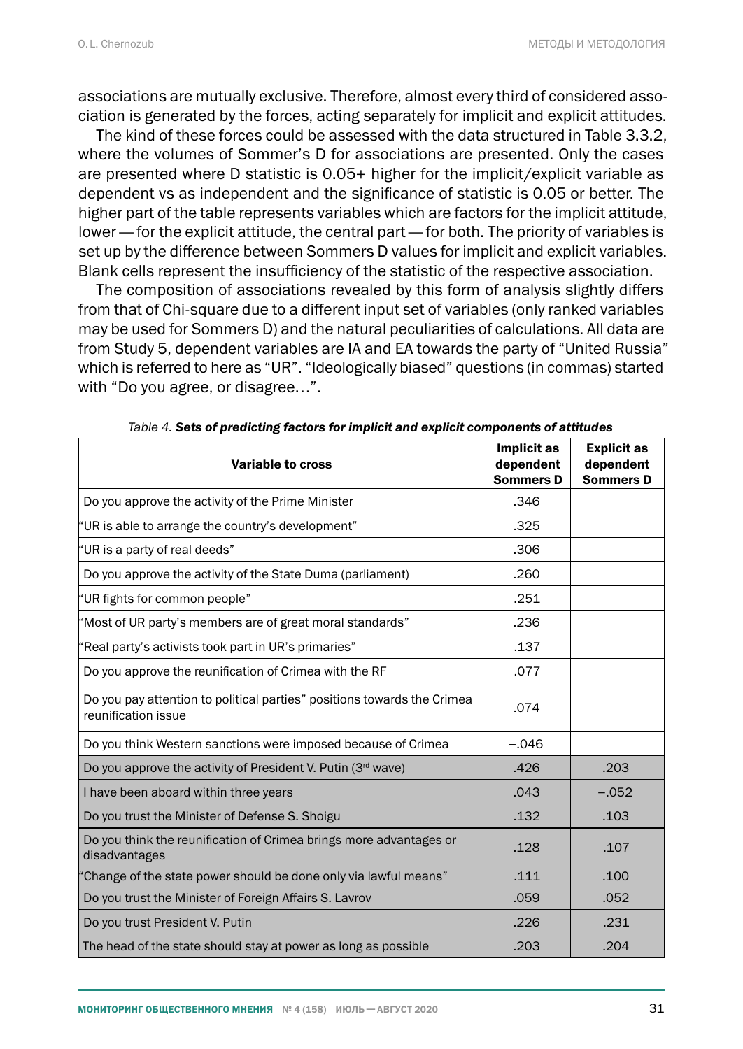associations are mutually exclusive. Therefore, almost every third of considered association is generated by the forces, acting separately for implicit and explicit attitudes.

The kind of these forces could be assessed with the data structured in Table 3.3.2, where the volumes of Sommer's D for associations are presented. Only the cases are presented where D statistic is 0.05+ higher for the implicit/explicit variable as dependent vs as independent and the significance of statistic is 0.05 or better. The higher part of the table represents variables which are factors for the implicit attitude, lower — for the explicit attitude, the central part — for both. The priority of variables is set up by the difference between Sommers D values for implicit and explicit variables. Blank cells represent the insufficiency of the statistic of the respective association.

The composition of associations revealed by this form of analysis slightly differs from that of Chi-square due to a different input set of variables (only ranked variables may be used for Sommers D) and the natural peculiarities of calculations. All data are from Study 5, dependent variables are IA and EA towards the party of "United Russia" which is referred to here as "UR". "Ideologically biased" questions (in commas) started with "Do you agree, or disagree…".

*Table 4.* ***Sets of predicting factors for implicit and explicit components of attitudes***

| Variable to cross | Implicit as dependent Sommers D | Explicit as dependent Sommers D |
|---|---|---|
| Do you approve the activity of the Prime Minister | .346 | |
| "UR is able to arrange the country's development" | .325 | |
| "UR is a party of real deeds" | .306 | |
| Do you approve the activity of the State Duma (parliament) | .260 | |
| "UR fights for common people" | .251 | |
| "Most of UR party's members are of great moral standards" | .236 | |
| "Real party's activists took part in UR's primaries" | .137 | |
| Do you approve the reunification of Crimea with the RF | .077 | |
| Do you pay attention to political parties" positions towards the Crimea reunification issue | .074 | |
| Do you think Western sanctions were imposed because of Crimea | –.046 | |
| Do you approve the activity of President V. Putin (3rd wave) | .426 | .203 |
| I have been aboard within three years | .043 | –.052 |
| Do you trust the Minister of Defense S. Shoigu | .132 | .103 |
| Do you think the reunification of Crimea brings more advantages or disadvantages | .128 | .107 |
| "Change of the state power should be done only via lawful means" | .111 | .100 |
| Do you trust the Minister of Foreign Affairs S. Lavrov | .059 | .052 |
| Do you trust President V. Putin | .226 | .231 |
| The head of the state should stay at power as long as possible | .203 | .204 |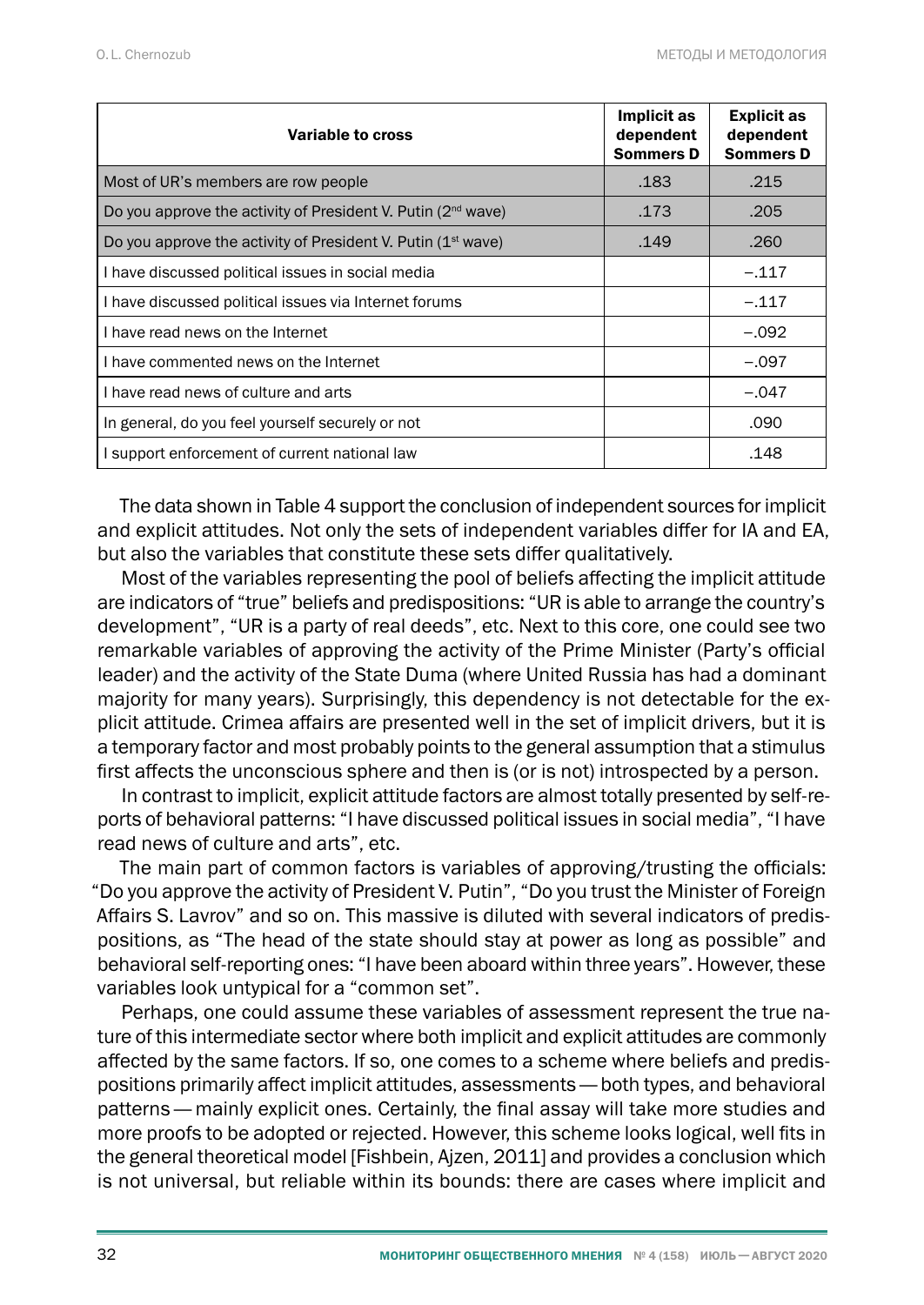| Variable to cross | Implicit as dependent Sommers D | Explicit as dependent Sommers D |
|---|---|---|
| Most of UR's members are row people | .183 | .215 |
| Do you approve the activity of President V. Putin (2nd wave) | .173 | .205 |
| Do you approve the activity of President V. Putin (1st wave) | .149 | .260 |
| I have discussed political issues in social media | | –.117 |
| I have discussed political issues via Internet forums | | –.117 |
| I have read news on the Internet | | –.092 |
| I have commented news on the Internet | | –.097 |
| I have read news of culture and arts | | –.047 |
| In general, do you feel yourself securely or not | | .090 |
| I support enforcement of current national law | | .148 |

The data shown in Table 4 support the conclusion of independent sources for implicit and explicit attitudes. Not only the sets of independent variables differ for IA and EA, but also the variables that constitute these sets differ qualitatively.

Most of the variables representing the pool of beliefs affecting the implicit attitude are indicators of "true" beliefs and predispositions: "UR is able to arrange the country's development", "UR is a party of real deeds", etc. Next to this core, one could see two remarkable variables of approving the activity of the Prime Minister (Party's official leader) and the activity of the State Duma (where United Russia has had a dominant majority for many years). Surprisingly, this dependency is not detectable for the explicit attitude. Crimea affairs are presented well in the set of implicit drivers, but it is a temporary factor and most probably points to the general assumption that a stimulus first affects the unconscious sphere and then is (or is not) introspected by a person.

In contrast to implicit, explicit attitude factors are almost totally presented by self-reports of behavioral patterns: "I have discussed political issues in social media", "I have read news of culture and arts", etc.

The main part of common factors is variables of approving/trusting the officials: "Do you approve the activity of President V. Putin", "Do you trust the Minister of Foreign Affairs S. Lavrov" and so on. This massive is diluted with several indicators of predispositions, as "The head of the state should stay at power as long as possible" and behavioral self-reporting ones: "I have been aboard within three years". However, these variables look untypical for a "common set".

Perhaps, one could assume these variables of assessment represent the true nature of this intermediate sector where both implicit and explicit attitudes are commonly affected by the same factors. If so, one comes to a scheme where beliefs and predispositions primarily affect implicit attitudes, assessments — both types, and behavioral patterns — mainly explicit ones. Certainly, the final assay will take more studies and more proofs to be adopted or rejected. However, this scheme looks logical, well fits in the general theoretical model [Fishbein, Ajzen, 2011] and provides a conclusion which is not universal, but reliable within its bounds: there are cases where implicit and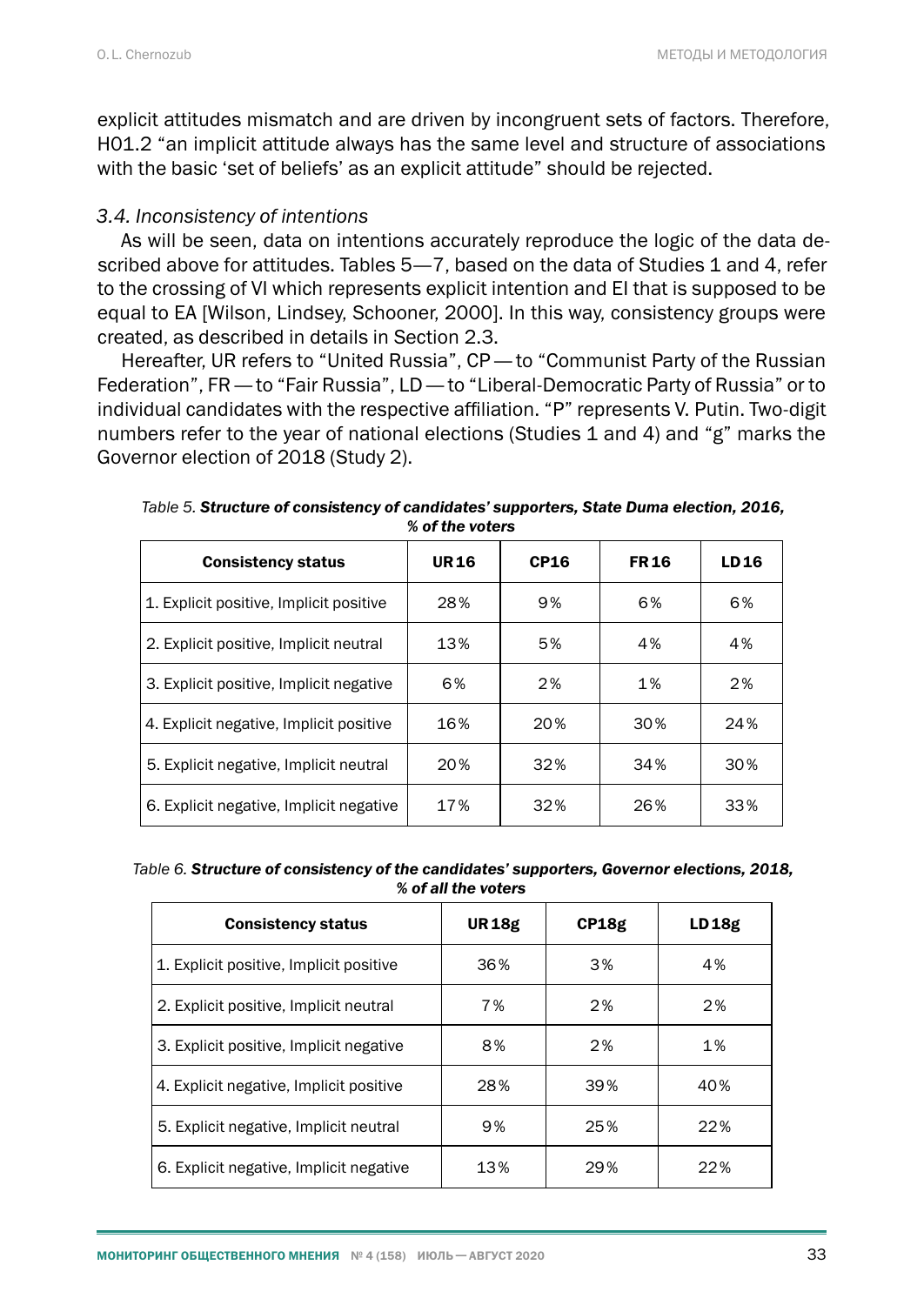explicit attitudes mismatch and are driven by incongruent sets of factors. Therefore, H01.2 "an implicit attitude always has the same level and structure of associations with the basic 'set of beliefs' as an explicit attitude" should be rejected.

### *3.4. Inconsistency of intentions*

As will be seen, data on intentions accurately reproduce the logic of the data described above for attitudes. Tables 5—7, based on the data of Studies 1 and 4, refer to the crossing of VI which represents explicit intention and EI that is supposed to be equal to EA [Wilson, Lindsey, Schooner, 2000]. In this way, consistency groups were created, as described in details in Section 2.3.

Hereafter, UR refers to "United Russia", CP — to "Communist Party of the Russian Federation", FR — to "Fair Russia", LD — to "Liberal-Democratic Party of Russia" or to individual candidates with the respective affiliation. "P" represents V. Putin. Two-digit numbers refer to the year of national elections (Studies 1 and 4) and "g" marks the Governor election of 2018 (Study 2).

*Table 5.* ***Structure of consistency of candidates' supporters, State Duma election, 2016, % of the voters***

| Consistency status | UR16 | CP16 | FR16 | LD16 |
|---|---|---|---|---|
| 1. Explicit positive, Implicit positive | 28% | 9% | 6% | 6% |
| 2. Explicit positive, Implicit neutral | 13% | 5% | 4% | 4% |
| 3. Explicit positive, Implicit negative | 6% | 2% | 1% | 2% |
| 4. Explicit negative, Implicit positive | 16% | 20% | 30% | 24% |
| 5. Explicit negative, Implicit neutral | 20% | 32% | 34% | 30% |
| 6. Explicit negative, Implicit negative | 17% | 32% | 26% | 33% |

*Table 6.* ***Structure of consistency of the candidates' supporters, Governor elections, 2018, % of all the voters***

| Consistency status | UR18g | CP18g | LD18g |
|---|---|---|---|
| 1. Explicit positive, Implicit positive | 36% | 3% | 4% |
| 2. Explicit positive, Implicit neutral | 7% | 2% | 2% |
| 3. Explicit positive, Implicit negative | 8% | 2% | 1% |
| 4. Explicit negative, Implicit positive | 28% | 39% | 40% |
| 5. Explicit negative, Implicit neutral | 9% | 25% | 22% |
| 6. Explicit negative, Implicit negative | 13% | 29% | 22% |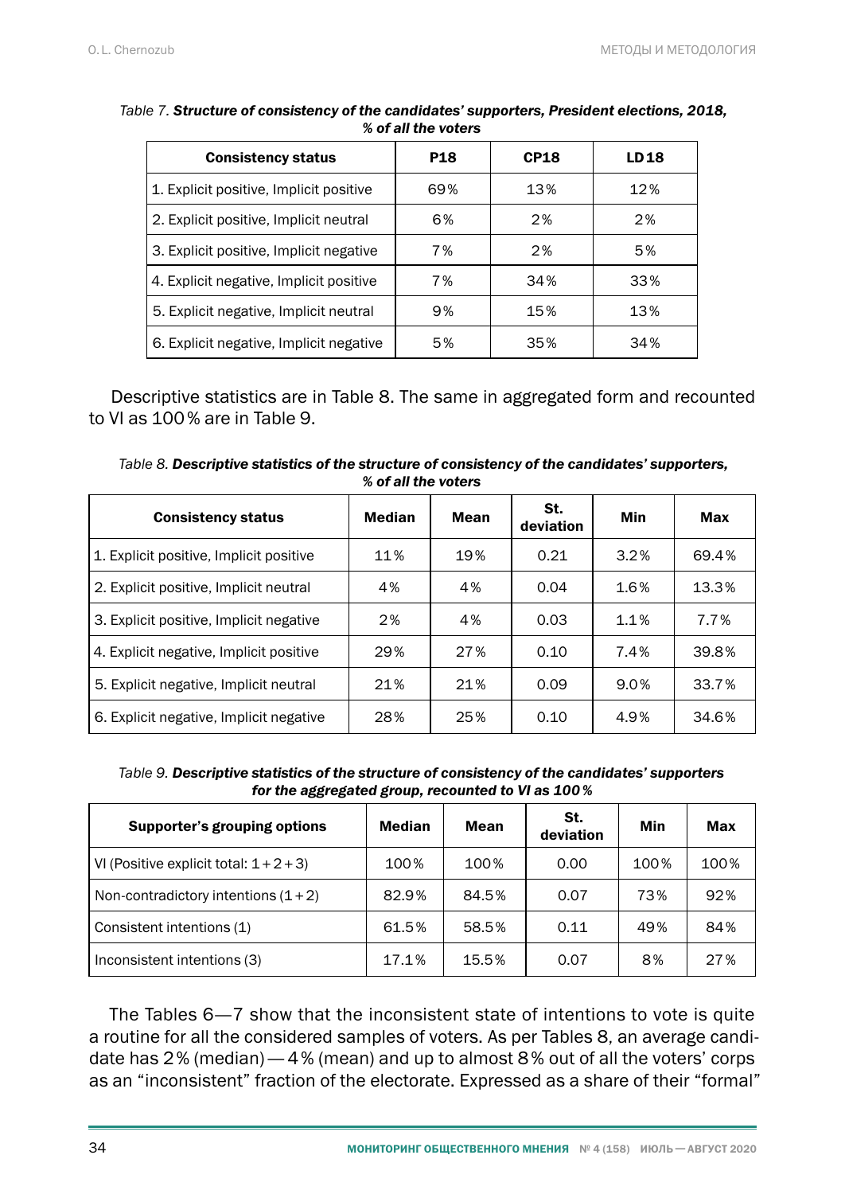*Table 7.* ***Structure of consistency of the candidates' supporters, President elections, 2018, % of all the voters***

| Consistency status | P18 | CP18 | LD18 |
|---|---|---|---|
| 1. Explicit positive, Implicit positive | 69% | 13% | 12% |
| 2. Explicit positive, Implicit neutral | 6% | 2% | 2% |
| 3. Explicit positive, Implicit negative | 7% | 2% | 5% |
| 4. Explicit negative, Implicit positive | 7% | 34% | 33% |
| 5. Explicit negative, Implicit neutral | 9% | 15% | 13% |
| 6. Explicit negative, Implicit negative | 5% | 35% | 34% |

Descriptive statistics are in Table 8. The same in aggregated form and recounted to VI as 100% are in Table 9.

*Table 8.* ***Descriptive statistics of the structure of consistency of the candidates' supporters, % of all the voters***

| Consistency status | Median | Mean | St. deviation | Min | Max |
|---|---|---|---|---|---|
| 1. Explicit positive, Implicit positive | 11% | 19% | 0.21 | 3.2% | 69.4% |
| 2. Explicit positive, Implicit neutral | 4% | 4% | 0.04 | 1.6% | 13.3% |
| 3. Explicit positive, Implicit negative | 2% | 4% | 0.03 | 1.1% | 7.7% |
| 4. Explicit negative, Implicit positive | 29% | 27% | 0.10 | 7.4% | 39.8% |
| 5. Explicit negative, Implicit neutral | 21% | 21% | 0.09 | 9.0% | 33.7% |
| 6. Explicit negative, Implicit negative | 28% | 25% | 0.10 | 4.9% | 34.6% |

*Table 9.* ***Descriptive statistics of the structure of consistency of the candidates' supporters for the aggregated group, recounted to VI as 100%***

| Supporter's grouping options | Median | Mean | St. deviation | Min | Max |
|---|---|---|---|---|---|
| VI (Positive explicit total: 1+2+3) | 100% | 100% | 0.00 | 100% | 100% |
| Non-contradictory intentions (1+2) | 82.9% | 84.5% | 0.07 | 73% | 92% |
| Consistent intentions (1) | 61.5% | 58.5% | 0.11 | 49% | 84% |
| Inconsistent intentions (3) | 17.1% | 15.5% | 0.07 | 8% | 27% |

The Tables 6—7 show that the inconsistent state of intentions to vote is quite a routine for all the considered samples of voters. As per Tables 8, an average candidate has 2% (median) — 4% (mean) and up to almost 8% out of all the voters' corps as an "inconsistent" fraction of the electorate. Expressed as a share of their "formal"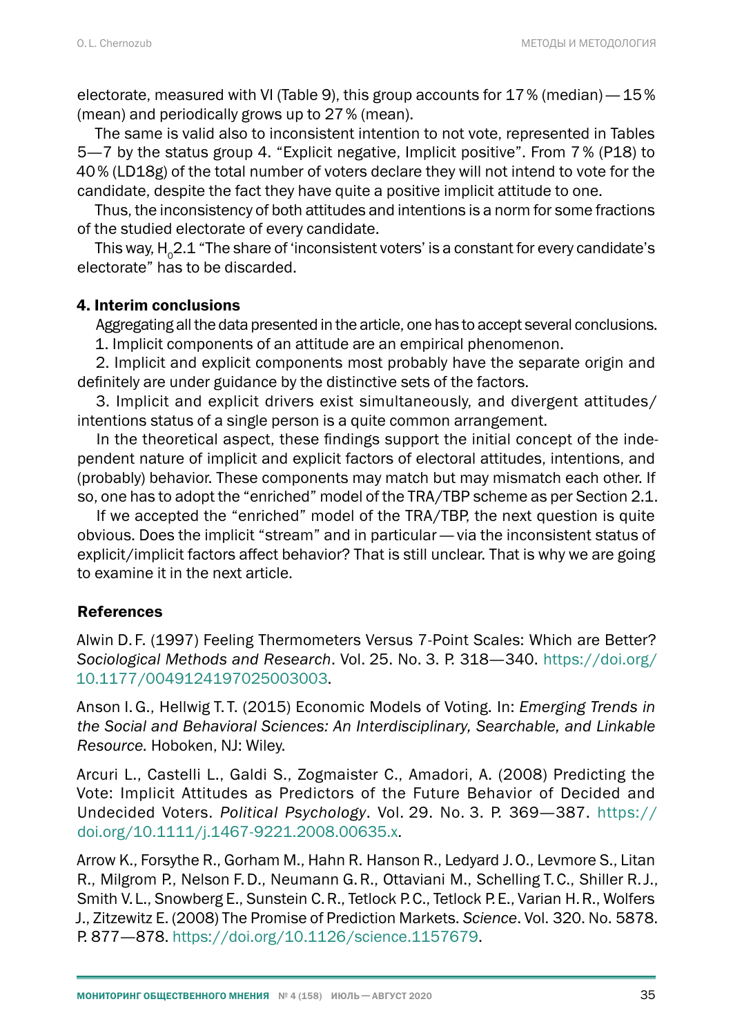electorate, measured with VI (Table 9), this group accounts for 17% (median) — 15% (mean) and periodically grows up to 27% (mean).

The same is valid also to inconsistent intention to not vote, represented in Tables 5—7 by the status group 4. "Explicit negative, Implicit positive". From 7% (P18) to 40% (LD18g) of the total number of voters declare they will not intend to vote for the candidate, despite the fact they have quite a positive implicit attitude to one.

Thus, the inconsistency of both attitudes and intentions is a norm for some fractions of the studied electorate of every candidate.

This way, $H_0$2.1 "The share of 'inconsistent voters' is a constant for every candidate's electorate" has to be discarded.

## 4. Interim conclusions

Aggregating all the data presented in the article, one has to accept several conclusions.

1. Implicit components of an attitude are an empirical phenomenon.
2. Implicit and explicit components most probably have the separate origin and definitely are under guidance by the distinctive sets of the factors.
3. Implicit and explicit drivers exist simultaneously, and divergent attitudes/intentions status of a single person is a quite common arrangement.

In the theoretical aspect, these findings support the initial concept of the independent nature of implicit and explicit factors of electoral attitudes, intentions, and (probably) behavior. These components may match but may mismatch each other. If so, one has to adopt the "enriched" model of the TRA/TBP scheme as per Section 2.1.

If we accepted the "enriched" model of the TRA/TBP, the next question is quite obvious. Does the implicit "stream" and in particular — via the inconsistent status of explicit/implicit factors affect behavior? That is still unclear. That is why we are going to examine it in the next article.

## References

Alwin D. F. (1997) Feeling Thermometers Versus 7-Point Scales: Which are Better? *Sociological Methods and Research*. Vol. 25. No. 3. P. 318—340. https://doi.org/10.1177/0049124197025003003.

Anson I. G., Hellwig T. T. (2015) Economic Models of Voting. In: *Emerging Trends in the Social and Behavioral Sciences: An Interdisciplinary, Searchable, and Linkable Resource.* Hoboken, NJ: Wiley.

Arcuri L., Castelli L., Galdi S., Zogmaister C., Amadori, A. (2008) Predicting the Vote: Implicit Attitudes as Predictors of the Future Behavior of Decided and Undecided Voters. *Political Psychology*. Vol. 29. No. 3. P. 369—387. https://doi.org/10.1111/j.1467-9221.2008.00635.x.

Arrow K., Forsythe R., Gorham M., Hahn R. Hanson R., Ledyard J. O., Levmore S., Litan R., Milgrom P., Nelson F. D., Neumann G. R., Ottaviani M., Schelling T. C., Shiller R. J., Smith V. L., Snowberg E., Sunstein C. R., Tetlock P. C., Tetlock P. E., Varian H. R., Wolfers J., Zitzewitz E. (2008) The Promise of Prediction Markets. *Science*. Vol. 320. No. 5878. P. 877—878. https://doi.org/10.1126/science.1157679.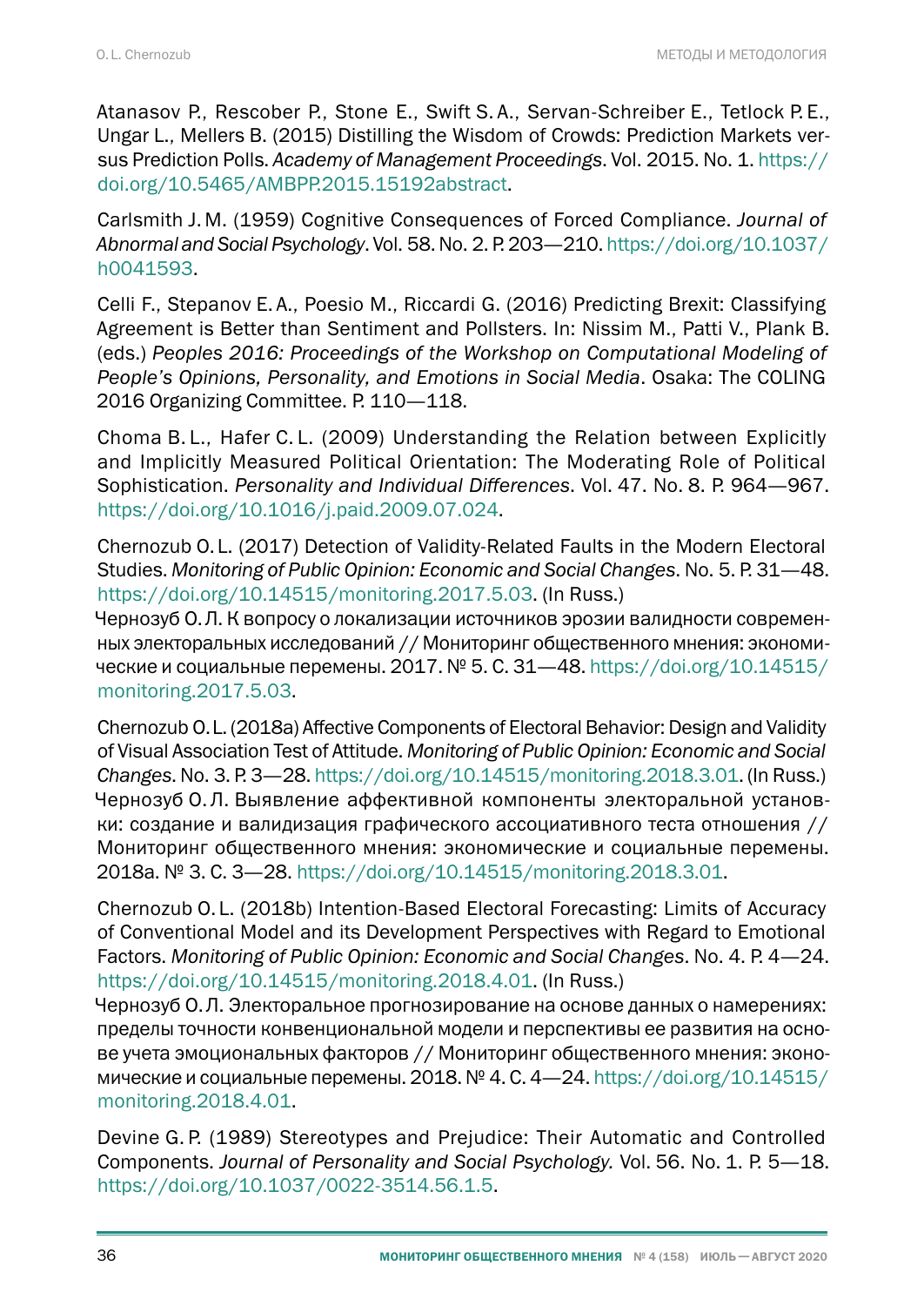Atanasov P., Rescober P., Stone E., Swift S. A., Servan-Schreiber E., Tetlock P. E., Ungar L., Mellers B. (2015) Distilling the Wisdom of Crowds: Prediction Markets versus Prediction Polls. *Academy of Management Proceedings*. Vol. 2015. No. 1. https://doi.org/10.5465/AMBPP.2015.15192abstract.

Carlsmith J. M. (1959) Cognitive Consequences of Forced Compliance. *Journal of Abnormal and Social Psychology*. Vol. 58. No. 2. P. 203—210. https://doi.org/10.1037/h0041593.

Celli F., Stepanov E. A., Poesio M., Riccardi G. (2016) Predicting Brexit: Classifying Agreement is Better than Sentiment and Pollsters. In: Nissim M., Patti V., Plank B. (eds.) *Peoples 2016: Proceedings of the Workshop on Computational Modeling of People's Opinions, Personality, and Emotions in Social Media*. Osaka: The COLING 2016 Organizing Committee. P. 110—118.

Choma B. L., Hafer C. L. (2009) Understanding the Relation between Explicitly and Implicitly Measured Political Orientation: The Moderating Role of Political Sophistication. *Personality and Individual Differences*. Vol. 47. No. 8. P. 964—967. https://doi.org/10.1016/j.paid.2009.07.024.

Chernozub O. L. (2017) Detection of Validity-Related Faults in the Modern Electoral Studies. *Monitoring of Public Opinion: Economic and Social Changes*. No. 5. P. 31—48. https://doi.org/10.14515/monitoring.2017.5.03. (In Russ.)
Чернозуб О. Л. К вопросу о локализации источников эрозии валидности современных электоральных исследований // Мониторинг общественного мнения: экономические и социальные перемены. 2017. № 5. С. 31—48. https://doi.org/10.14515/monitoring.2017.5.03.

Chernozub O. L. (2018a) Affective Components of Electoral Behavior: Design and Validity of Visual Association Test of Attitude. *Monitoring of Public Opinion: Economic and Social Changes*. No. 3. P. 3—28. https://doi.org/10.14515/monitoring.2018.3.01. (In Russ.)
Чернозуб О. Л. Выявление аффективной компоненты электоральной установки: создание и валидизация графического ассоциативного теста отношения // Мониторинг общественного мнения: экономические и социальные перемены. 2018a. № 3. С. 3—28. https://doi.org/10.14515/monitoring.2018.3.01.

Chernozub O. L. (2018b) Intention-Based Electoral Forecasting: Limits of Accuracy of Conventional Model and its Development Perspectives with Regard to Emotional Factors. *Monitoring of Public Opinion: Economic and Social Changes*. No. 4. P. 4—24. https://doi.org/10.14515/monitoring.2018.4.01. (In Russ.)
Чернозуб О. Л. Электоральное прогнозирование на основе данных о намерениях: пределы точности конвенциональной модели и перспективы ее развития на основе учета эмоциональных факторов // Мониторинг общественного мнения: экономические и социальные перемены. 2018. № 4. С. 4—24. https://doi.org/10.14515/monitoring.2018.4.01.

Devine G. P. (1989) Stereotypes and Prejudice: Their Automatic and Controlled Components. *Journal of Personality and Social Psychology.* Vol. 56. No. 1. P. 5—18. https://doi.org/10.1037/0022-3514.56.1.5.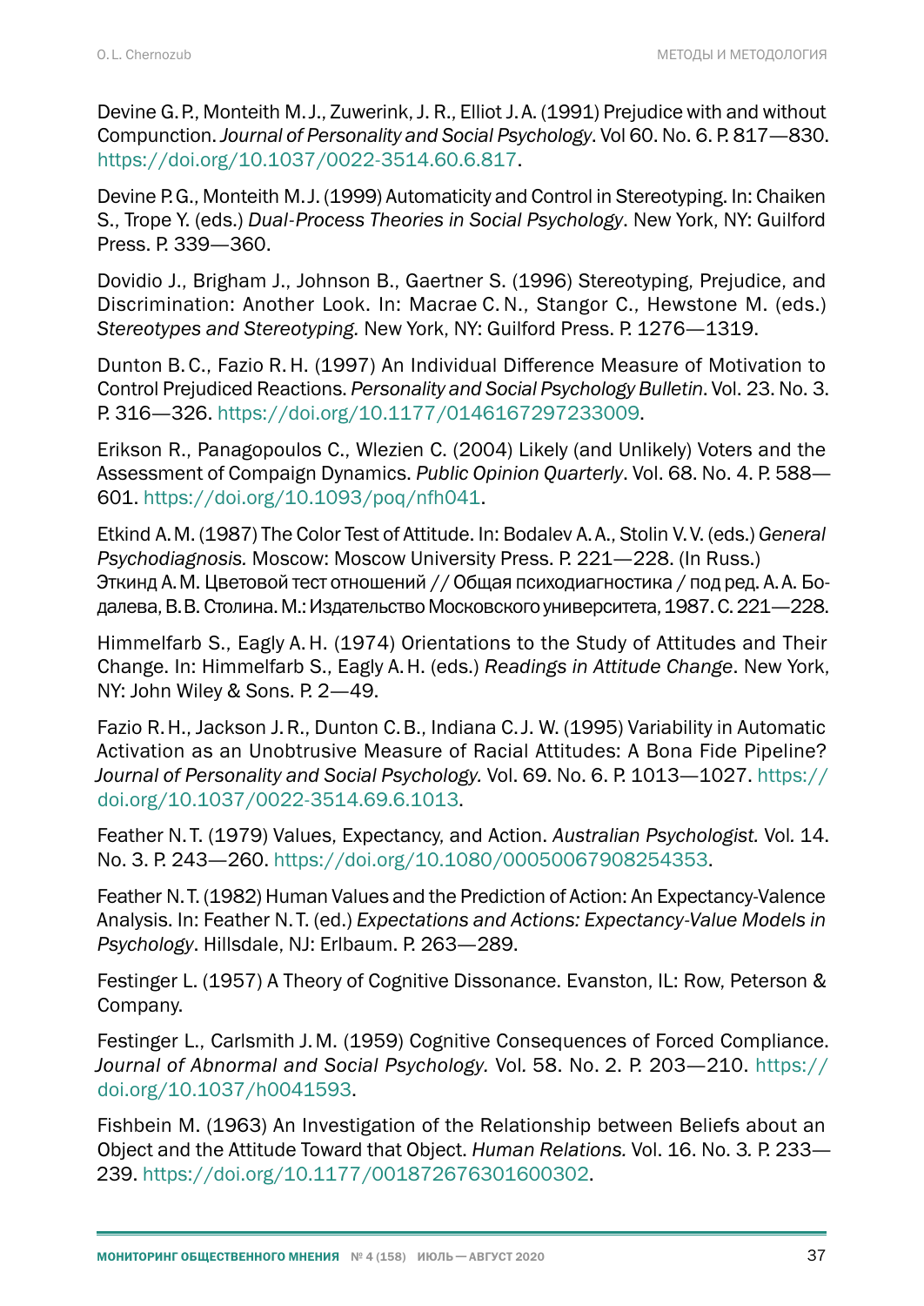Devine G.P., Monteith M.J., Zuwerink, J. R., Elliot J.A. (1991) Prejudice with and without Compunction. *Journal of Personality and Social Psychology*. Vol 60. No. 6. P. 817—830. https://doi.org/10.1037/0022-3514.60.6.817.

Devine P.G., Monteith M.J. (1999) Automaticity and Control in Stereotyping. In: Chaiken S., Trope Y. (eds.) *Dual-Process Theories in Social Psychology*. New York, NY: Guilford Press. P. 339—360.

Dovidio J., Brigham J., Johnson B., Gaertner S. (1996) Stereotyping, Prejudice, and Discrimination: Another Look. In: Macrae C.N., Stangor C., Hewstone M. (eds.) *Stereotypes and Stereotyping.* New York, NY: Guilford Press. P. 1276—1319.

Dunton B.C., Fazio R.H. (1997) An Individual Difference Measure of Motivation to Control Prejudiced Reactions. *Personality and Social Psychology Bulletin*. Vol. 23. No. 3. P. 316—326. https://doi.org/10.1177/0146167297233009.

Erikson R., Panagopoulos C., Wlezien C. (2004) Likely (and Unlikely) Voters and the Assessment of Compaign Dynamics. *Public Opinion Quarterly*. Vol. 68. No. 4. P. 588—601. https://doi.org/10.1093/poq/nfh041.

Etkind A.M. (1987) The Color Test of Attitude. In: Bodalev A.A., Stolin V.V. (eds.) *General Psychodiagnosis.* Moscow: Moscow University Press. P. 221—228. (In Russ.)
Эткинд А.М. Цветовой тест отношений // Общая психодиагностика / под ред. А.А. Бодалева, В.В. Столина. М.: Издательство Московского университета, 1987. С. 221—228.

Himmelfarb S., Eagly A.H. (1974) Orientations to the Study of Attitudes and Their Change. In: Himmelfarb S., Eagly A.H. (eds.) *Readings in Attitude Change*. New York, NY: John Wiley & Sons. P. 2—49.

Fazio R.H., Jackson J.R., Dunton C.B., Indiana C.J.W. (1995) Variability in Automatic Activation as an Unobtrusive Measure of Racial Attitudes: A Bona Fide Pipeline? *Journal of Personality and Social Psychology.* Vol. 69. No. 6. P. 1013—1027. https://doi.org/10.1037/0022-3514.69.6.1013.

Feather N.T. (1979) Values, Expectancy, and Action. *Australian Psychologist.* Vol. 14. No. 3. P. 243—260. https://doi.org/10.1080/00050067908254353.

Feather N.T. (1982) Human Values and the Prediction of Action: An Expectancy-Valence Analysis. In: Feather N.T. (ed.) *Expectations and Actions: Expectancy-Value Models in Psychology*. Hillsdale, NJ: Erlbaum. P. 263—289.

Festinger L. (1957) A Theory of Cognitive Dissonance. Evanston, IL: Row, Peterson & Company.

Festinger L., Carlsmith J.M. (1959) Cognitive Consequences of Forced Compliance. *Journal of Abnormal and Social Psychology.* Vol. 58. No. 2. P. 203—210. https://doi.org/10.1037/h0041593.

Fishbein M. (1963) An Investigation of the Relationship between Beliefs about an Object and the Attitude Toward that Object. *Human Relations.* Vol. 16. No. 3. P. 233—239. https://doi.org/10.1177/001872676301600302.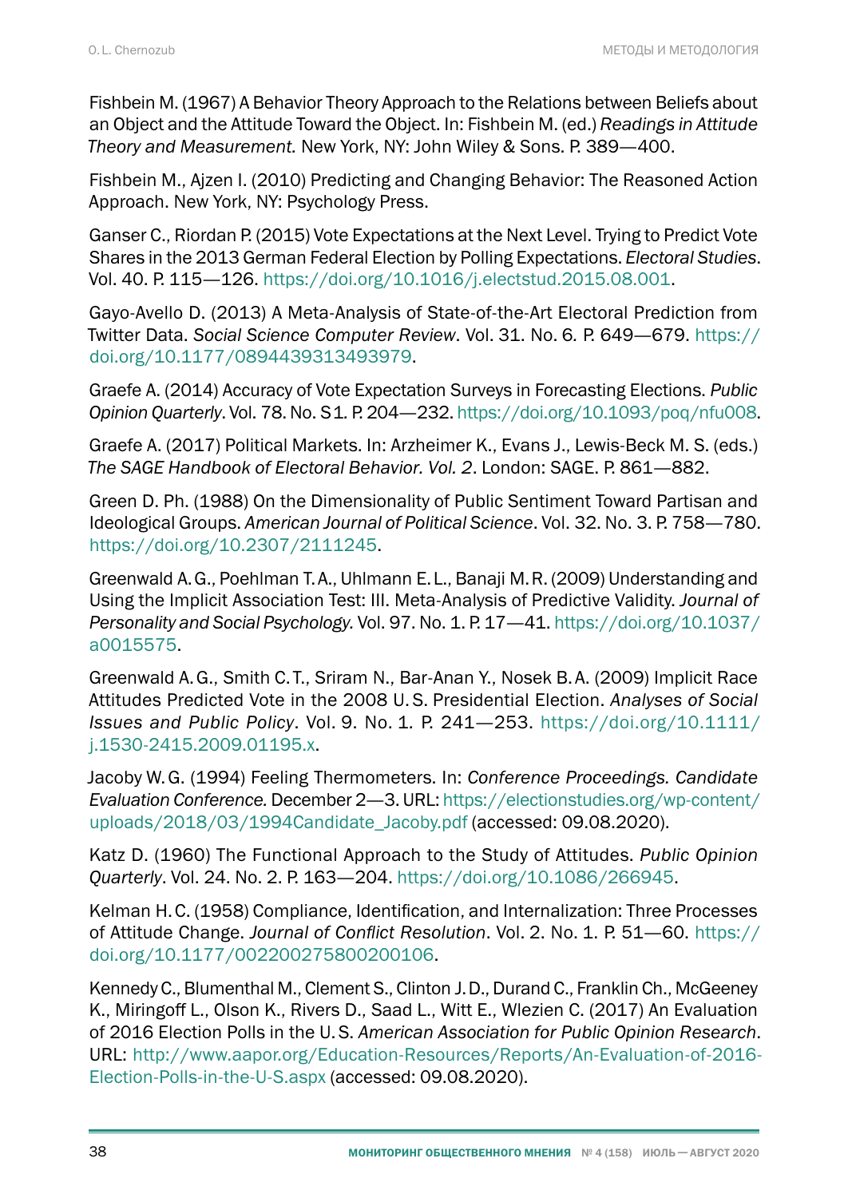Fishbein M. (1967) A Behavior Theory Approach to the Relations between Beliefs about an Object and the Attitude Toward the Object. In: Fishbein M. (ed.) *Readings in Attitude Theory and Measurement.* New York, NY: John Wiley & Sons. P. 389—400.

Fishbein M., Ajzen I. (2010) Predicting and Changing Behavior: The Reasoned Action Approach. New York, NY: Psychology Press.

Ganser C., Riordan P. (2015) Vote Expectations at the Next Level. Trying to Predict Vote Shares in the 2013 German Federal Election by Polling Expectations. *Electoral Studies*. Vol. 40. P. 115—126. https://doi.org/10.1016/j.electstud.2015.08.001.

Gayo-Avello D. (2013) A Meta-Analysis of State-of-the-Art Electoral Prediction from Twitter Data. *Social Science Computer Review*. Vol. 31. No. 6. P. 649—679. https://doi.org/10.1177/0894439313493979.

Graefe A. (2014) Accuracy of Vote Expectation Surveys in Forecasting Elections. *Public Opinion Quarterly*. Vol. 78. No. S1. P. 204—232. https://doi.org/10.1093/poq/nfu008.

Graefe A. (2017) Political Markets. In: Arzheimer K., Evans J., Lewis-Beck M. S. (eds.) *The SAGE Handbook of Electoral Behavior. Vol. 2*. London: SAGE. P. 861—882.

Green D. Ph. (1988) On the Dimensionality of Public Sentiment Toward Partisan and Ideological Groups. *American Journal of Political Science*. Vol. 32. No. 3. P. 758—780. https://doi.org/10.2307/2111245.

Greenwald A. G., Poehlman T. A., Uhlmann E. L., Banaji M. R. (2009) Understanding and Using the Implicit Association Test: III. Meta-Analysis of Predictive Validity. *Journal of Personality and Social Psychology.* Vol. 97. No. 1. P. 17—41. https://doi.org/10.1037/a0015575.

Greenwald A. G., Smith C. T., Sriram N., Bar-Anan Y., Nosek B. A. (2009) Implicit Race Attitudes Predicted Vote in the 2008 U. S. Presidential Election. *Analyses of Social Issues and Public Policy*. Vol. 9. No. 1. P. 241—253. https://doi.org/10.1111/j.1530-2415.2009.01195.x.

Jacoby W. G. (1994) Feeling Thermometers. In: *Conference Proceedings. Candidate Evaluation Conference.* December 2—3. URL: https://electionstudies.org/wp-content/uploads/2018/03/1994Candidate_Jacoby.pdf (accessed: 09.08.2020).

Katz D. (1960) The Functional Approach to the Study of Attitudes. *Public Opinion Quarterly*. Vol. 24. No. 2. P. 163—204. https://doi.org/10.1086/266945.

Kelman H. C. (1958) Compliance, Identification, and Internalization: Three Processes of Attitude Change. *Journal of Conflict Resolution*. Vol. 2. No. 1. P. 51—60. https://doi.org/10.1177/002200275800200106.

Kennedy C., Blumenthal M., Clement S., Clinton J. D., Durand C., Franklin Ch., McGeeney K., Miringoff L., Olson K., Rivers D., Saad L., Witt E., Wlezien C. (2017) An Evaluation of 2016 Election Polls in the U. S. *American Association for Public Opinion Research*. URL: http://www.aapor.org/Education-Resources/Reports/An-Evaluation-of-2016-Election-Polls-in-the-U-S.aspx (accessed: 09.08.2020).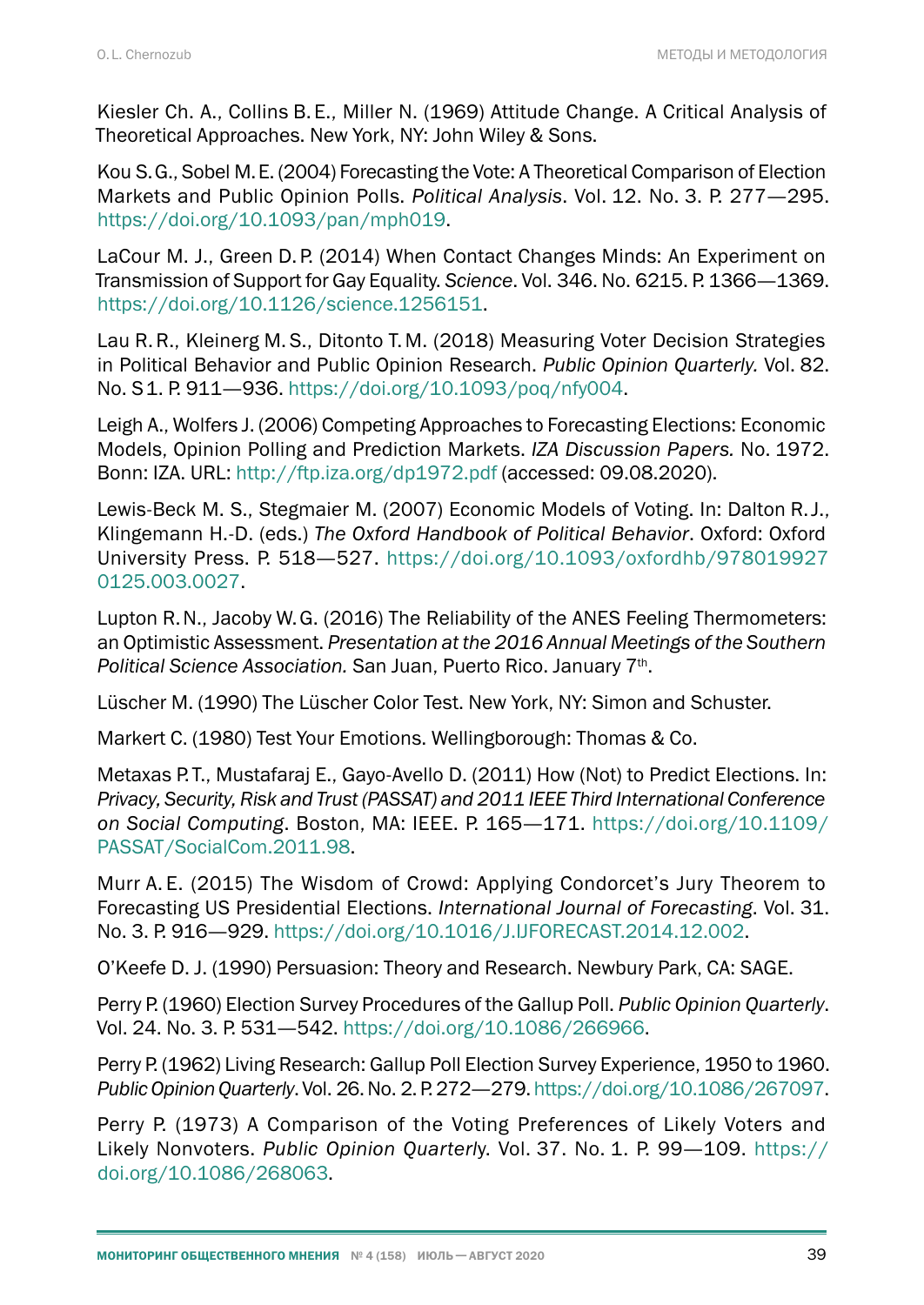Kiesler Ch. A., Collins B. E., Miller N. (1969) Attitude Change. A Critical Analysis of Theoretical Approaches. New York, NY: John Wiley & Sons.

Kou S. G., Sobel M. E. (2004) Forecasting the Vote: A Theoretical Comparison of Election Markets and Public Opinion Polls. *Political Analysis*. Vol. 12. No. 3. P. 277—295. https://doi.org/10.1093/pan/mph019.

LaCour M. J., Green D. P. (2014) When Contact Changes Minds: An Experiment on Transmission of Support for Gay Equality. *Science*. Vol. 346. No. 6215. P. 1366—1369. https://doi.org/10.1126/science.1256151.

Lau R. R., Kleinerg M. S., Ditonto T. M. (2018) Measuring Voter Decision Strategies in Political Behavior and Public Opinion Research. *Public Opinion Quarterly.* Vol. 82. No. S1. P. 911—936. https://doi.org/10.1093/poq/nfy004.

Leigh A., Wolfers J. (2006) Competing Approaches to Forecasting Elections: Economic Models, Opinion Polling and Prediction Markets. *IZA Discussion Papers.* No. 1972. Bonn: IZA. URL: http://ftp.iza.org/dp1972.pdf (accessed: 09.08.2020).

Lewis-Beck M. S., Stegmaier M. (2007) Economic Models of Voting. In: Dalton R. J., Klingemann H.-D. (eds.) *The Oxford Handbook of Political Behavior*. Oxford: Oxford University Press. P. 518—527. https://doi.org/10.1093/oxfordhb/9780199270125.003.0027.

Lupton R. N., Jacoby W. G. (2016) The Reliability of the ANES Feeling Thermometers: an Optimistic Assessment. *Presentation at the 2016 Annual Meetings of the Southern Political Science Association.* San Juan, Puerto Rico. January 7th.

Lüscher M. (1990) The Lüscher Color Test. New York, NY: Simon and Schuster.

Markert C. (1980) Test Your Emotions. Wellingborough: Thomas & Co.

Metaxas P. T., Mustafaraj E., Gayo-Avello D. (2011) How (Not) to Predict Elections. In: *Privacy, Security, Risk and Trust (PASSAT) and 2011 IEEE Third International Conference on Social Computing*. Boston, MA: IEEE. P. 165—171. https://doi.org/10.1109/PASSAT/SocialCom.2011.98.

Murr A. E. (2015) The Wisdom of Crowd: Applying Condorcet's Jury Theorem to Forecasting US Presidential Elections. *International Journal of Forecasting*. Vol. 31. No. 3. P. 916—929. https://doi.org/10.1016/J.IJFORECAST.2014.12.002.

O'Keefe D. J. (1990) Persuasion: Theory and Research. Newbury Park, CA: SAGE.

Perry P. (1960) Election Survey Procedures of the Gallup Poll. *Public Opinion Quarterly*. Vol. 24. No. 3. P. 531—542. https://doi.org/10.1086/266966.

Perry P. (1962) Living Research: Gallup Poll Election Survey Experience, 1950 to 1960. *Public Opinion Quarterly*. Vol. 26. No. 2. P. 272—279. https://doi.org/10.1086/267097.

Perry P. (1973) A Comparison of the Voting Preferences of Likely Voters and Likely Nonvoters. *Public Opinion Quarterly*. Vol. 37. No. 1. P. 99—109. https://doi.org/10.1086/268063.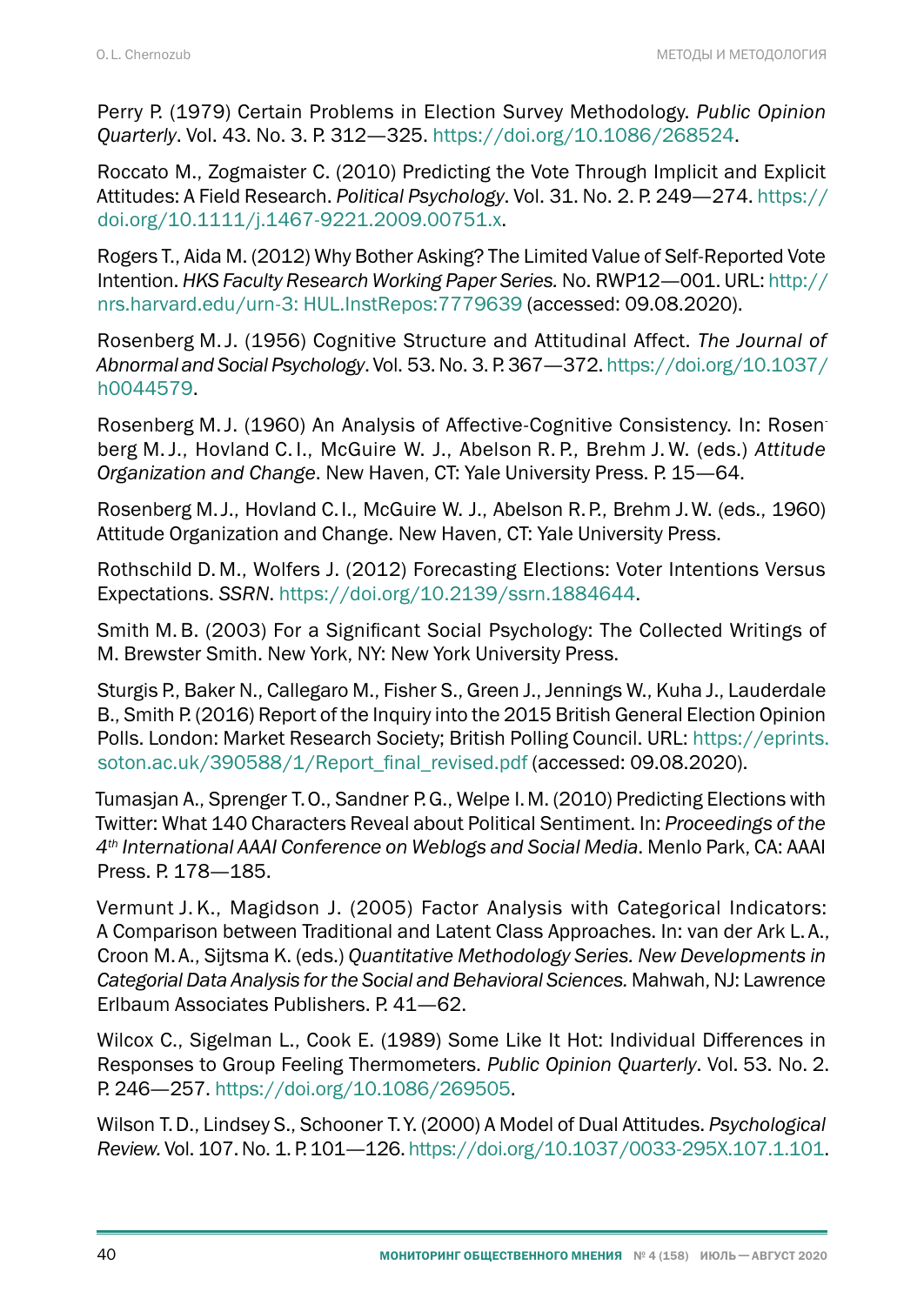Perry P. (1979) Certain Problems in Election Survey Methodology. *Public Opinion Quarterly*. Vol. 43. No. 3. P. 312—325. https://doi.org/10.1086/268524.

Roccato M., Zogmaister C. (2010) Predicting the Vote Through Implicit and Explicit Attitudes: A Field Research. *Political Psychology*. Vol. 31. No. 2. P. 249—274. https://doi.org/10.1111/j.1467-9221.2009.00751.x.

Rogers T., Aida M. (2012) Why Bother Asking? The Limited Value of Self-Reported Vote Intention. *HKS Faculty Research Working Paper Series.* No. RWP12—001. URL: http://nrs.harvard.edu/urn-3: HUL.InstRepos:7779639 (accessed: 09.08.2020).

Rosenberg M.J. (1956) Cognitive Structure and Attitudinal Affect. *The Journal of Abnormal and Social Psychology*. Vol. 53. No. 3. P. 367—372. https://doi.org/10.1037/h0044579.

Rosenberg M.J. (1960) An Analysis of Affective-Cognitive Consistency. In: Rosenberg M.J., Hovland C.I., McGuire W. J., Abelson R.P., Brehm J.W. (eds.) *Attitude Organization and Change*. New Haven, CT: Yale University Press. P. 15—64.

Rosenberg M.J., Hovland C.I., McGuire W. J., Abelson R.P., Brehm J.W. (eds., 1960) Attitude Organization and Change. New Haven, CT: Yale University Press.

Rothschild D.M., Wolfers J. (2012) Forecasting Elections: Voter Intentions Versus Expectations. *SSRN*. https://doi.org/10.2139/ssrn.1884644.

Smith M.B. (2003) For a Significant Social Psychology: The Collected Writings of M. Brewster Smith. New York, NY: New York University Press.

Sturgis P., Baker N., Callegaro M., Fisher S., Green J., Jennings W., Kuha J., Lauderdale B., Smith P. (2016) Report of the Inquiry into the 2015 British General Election Opinion Polls. London: Market Research Society; British Polling Council. URL: https://eprints.soton.ac.uk/390588/1/Report_final_revised.pdf (accessed: 09.08.2020).

Tumasjan A., Sprenger T.O., Sandner P.G., Welpe I.M. (2010) Predicting Elections with Twitter: What 140 Characters Reveal about Political Sentiment. In: *Proceedings of the 4th International AAAI Conference on Weblogs and Social Media*. Menlo Park, CA: AAAI Press. P. 178—185.

Vermunt J.K., Magidson J. (2005) Factor Analysis with Categorical Indicators: A Comparison between Traditional and Latent Class Approaches. In: van der Ark L.A., Croon M.A., Sijtsma K. (eds.) *Quantitative Methodology Series. New Developments in Categorial Data Analysis for the Social and Behavioral Sciences.* Mahwah, NJ: Lawrence Erlbaum Associates Publishers. P. 41—62.

Wilcox C., Sigelman L., Cook E. (1989) Some Like It Hot: Individual Differences in Responses to Group Feeling Thermometers. *Public Opinion Quarterly*. Vol. 53. No. 2. P. 246—257. https://doi.org/10.1086/269505.

Wilson T.D., Lindsey S., Schooner T.Y. (2000) A Model of Dual Attitudes. *Psychological Review.* Vol. 107. No. 1. P. 101—126. https://doi.org/10.1037/0033-295X.107.1.101.